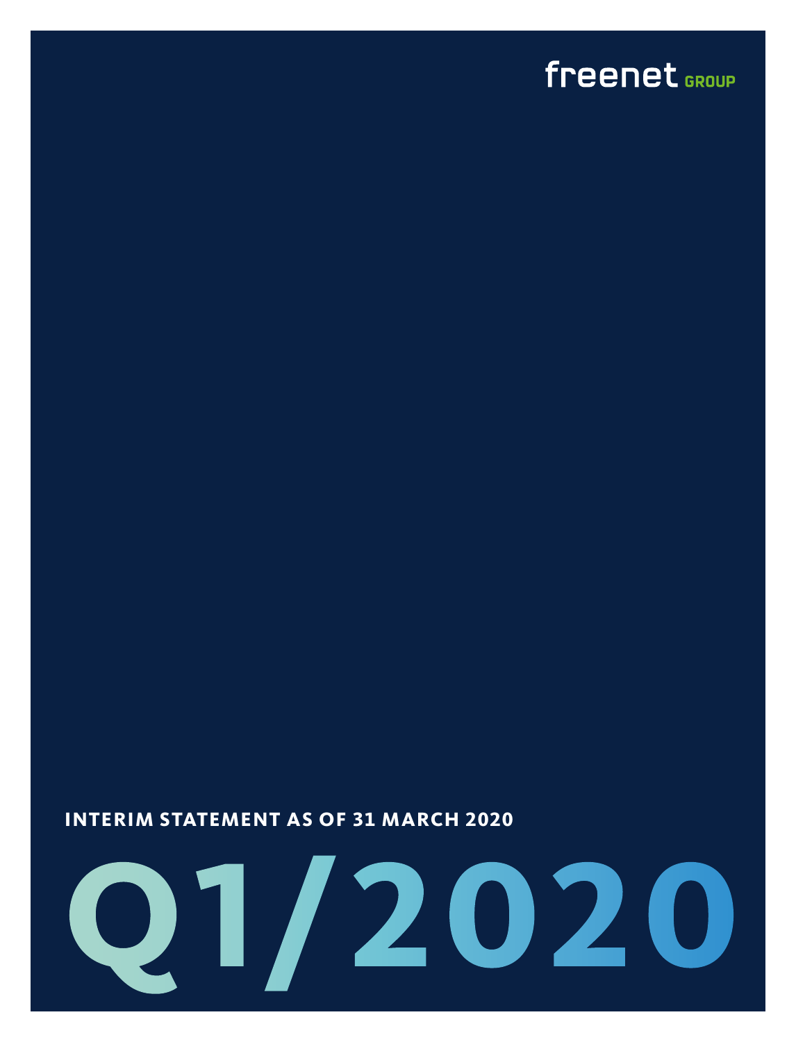freenet GROUP

**INTERIM STATEMENT AS OF 31 MARCH 2020**

# Q1/2020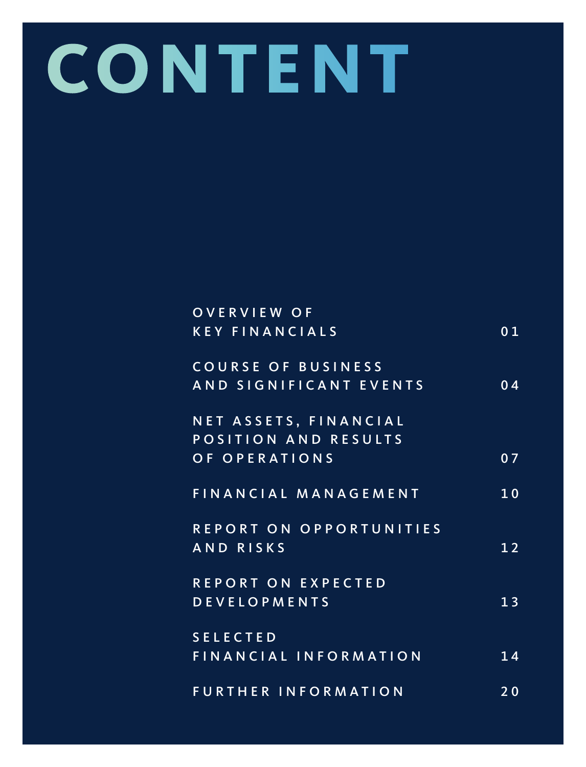# CONTENT

| | |
|---|---|
| OVERVIEW OF KEY FINANCIALS | 01 |
| COURSE OF BUSINESS AND SIGNIFICANT EVENTS | 04 |
| NET ASSETS, FINANCIAL POSITION AND RESULTS OF OPERATIONS | 07 |
| FINANCIAL MANAGEMENT | 10 |
| REPORT ON OPPORTUNITIES AND RISKS | 12 |
| REPORT ON EXPECTED DEVELOPMENTS | 13 |
| SELECTED FINANCIAL INFORMATION | 14 |
| FURTHER INFORMATION | 20 |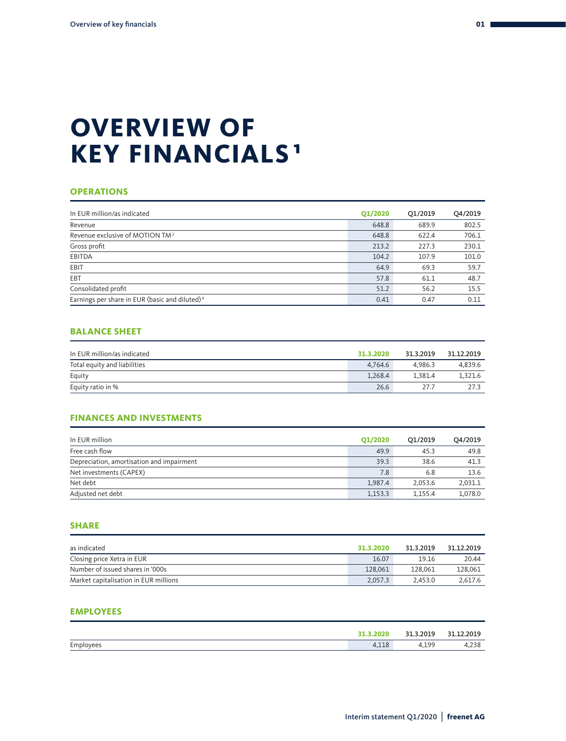# OVERVIEW OF KEY FINANCIALS [1]

## OPERATIONS

| In EUR million/as indicated | Q1/2020 | Q1/2019 | Q4/2019 |
|---|---|---|---|
| Revenue | 648.8 | 689.9 | 802.5 |
| Revenue exclusive of MOTION TM [2] | 648.8 | 622.4 | 706.1 |
| Gross profit | 213.2 | 227.3 | 230.1 |
| EBITDA | 104.2 | 107.9 | 101.0 |
| EBIT | 64.9 | 69.3 | 59.7 |
| EBT | 57.8 | 61.1 | 48.7 |
| Consolidated profit | 51.2 | 56.2 | 15.5 |
| Earnings per share in EUR (basic and diluted) [3] | 0.41 | 0.47 | 0.11 |

## BALANCE SHEET

| In EUR million/as indicated | 31.3.2020 | 31.3.2019 | 31.12.2019 |
|---|---|---|---|
| Total equity and liabilities | 4,764.6 | 4,986.3 | 4,839.6 |
| Equity | 1,268.4 | 1,381.4 | 1,321.6 |
| Equity ratio in % | 26.6 | 27.7 | 27.3 |

## FINANCES AND INVESTMENTS

| In EUR million | Q1/2020 | Q1/2019 | Q4/2019 |
|---|---|---|---|
| Free cash flow | 49.9 | 45.3 | 49.8 |
| Depreciation, amortisation and impairment | 39.3 | 38.6 | 41.3 |
| Net investments (CAPEX) | 7.8 | 6.8 | 13.6 |
| Net debt | 1,987.4 | 2,053.6 | 2,031.1 |
| Adjusted net debt | 1,153.3 | 1,155.4 | 1,078.0 |

## SHARE

| as indicated | 31.3.2020 | 31.3.2019 | 31.12.2019 |
|---|---|---|---|
| Closing price Xetra in EUR | 16.07 | 19.16 | 20.44 |
| Number of issued shares in '000s | 128,061 | 128,061 | 128,061 |
| Market capitalisation in EUR millions | 2,057.3 | 2,453.0 | 2,617.6 |

## EMPLOYEES

| | 31.3.2020 | 31.3.2019 | 31.12.2019 |
|---|---|---|---|
| Employees | 4,118 | 4,199 | 4,238 |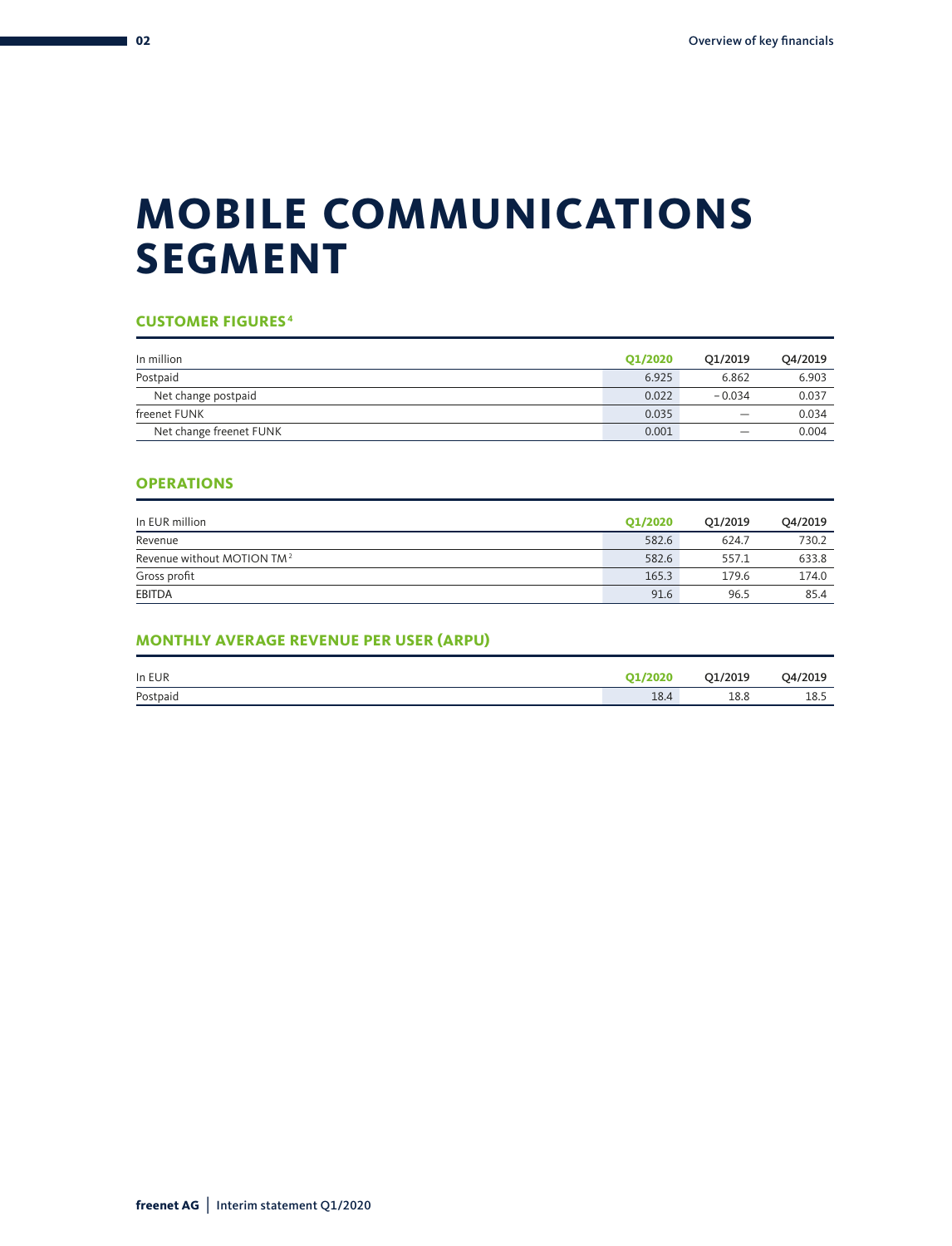# MOBILE COMMUNICATIONS SEGMENT

## CUSTOMER FIGURES[4]

| In million | Q1/2020 | Q1/2019 | Q4/2019 |
|---|---|---|---|
| Postpaid | 6.925 | 6.862 | 6.903 |
| Net change postpaid | 0.022 | – 0.034 | 0.037 |
| freenet FUNK | 0.035 | — | 0.034 |
| Net change freenet FUNK | 0.001 | — | 0.004 |

## OPERATIONS

| In EUR million | Q1/2020 | Q1/2019 | Q4/2019 |
|---|---|---|---|
| Revenue | 582.6 | 624.7 | 730.2 |
| Revenue without MOTION TM[2] | 582.6 | 557.1 | 633.8 |
| Gross profit | 165.3 | 179.6 | 174.0 |
| EBITDA | 91.6 | 96.5 | 85.4 |

## MONTHLY AVERAGE REVENUE PER USER (ARPU)

| In EUR | Q1/2020 | Q1/2019 | Q4/2019 |
|---|---|---|---|
| Postpaid | 18.4 | 18.8 | 18.5 |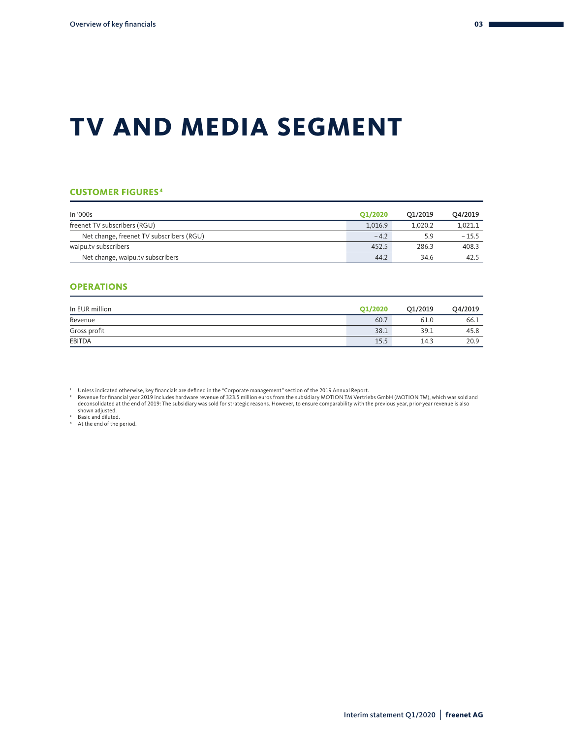# TV AND MEDIA SEGMENT

## CUSTOMER FIGURES[4]

| In '000s | Q1/2020 | Q1/2019 | Q4/2019 |
|---|---|---|---|
| freenet TV subscribers (RGU) | 1,016.9 | 1,020.2 | 1,021.1 |
| Net change, freenet TV subscribers (RGU) | – 4.2 | 5.9 | – 15.5 |
| waipu.tv subscribers | 452.5 | 286.3 | 408.3 |
| Net change, waipu.tv subscribers | 44.2 | 34.6 | 42.5 |

## OPERATIONS

| In EUR million | Q1/2020 | Q1/2019 | Q4/2019 |
|---|---|---|---|
| Revenue | 60.7 | 61.0 | 66.1 |
| Gross profit | 38.1 | 39.1 | 45.8 |
| EBITDA | 15.5 | 14.3 | 20.9 |

[1] Unless indicated otherwise, key financials are defined in the "Corporate management" section of the 2019 Annual Report.
[2] Revenue for financial year 2019 includes hardware revenue of 323.5 million euros from the subsidiary MOTION TM Vertriebs GmbH (MOTION TM), which was sold and deconsolidated at the end of 2019: The subsidiary was sold for strategic reasons. However, to ensure comparability with the previous year, prior-year revenue is also shown adjusted.
[3] Basic and diluted.
[4] At the end of the period.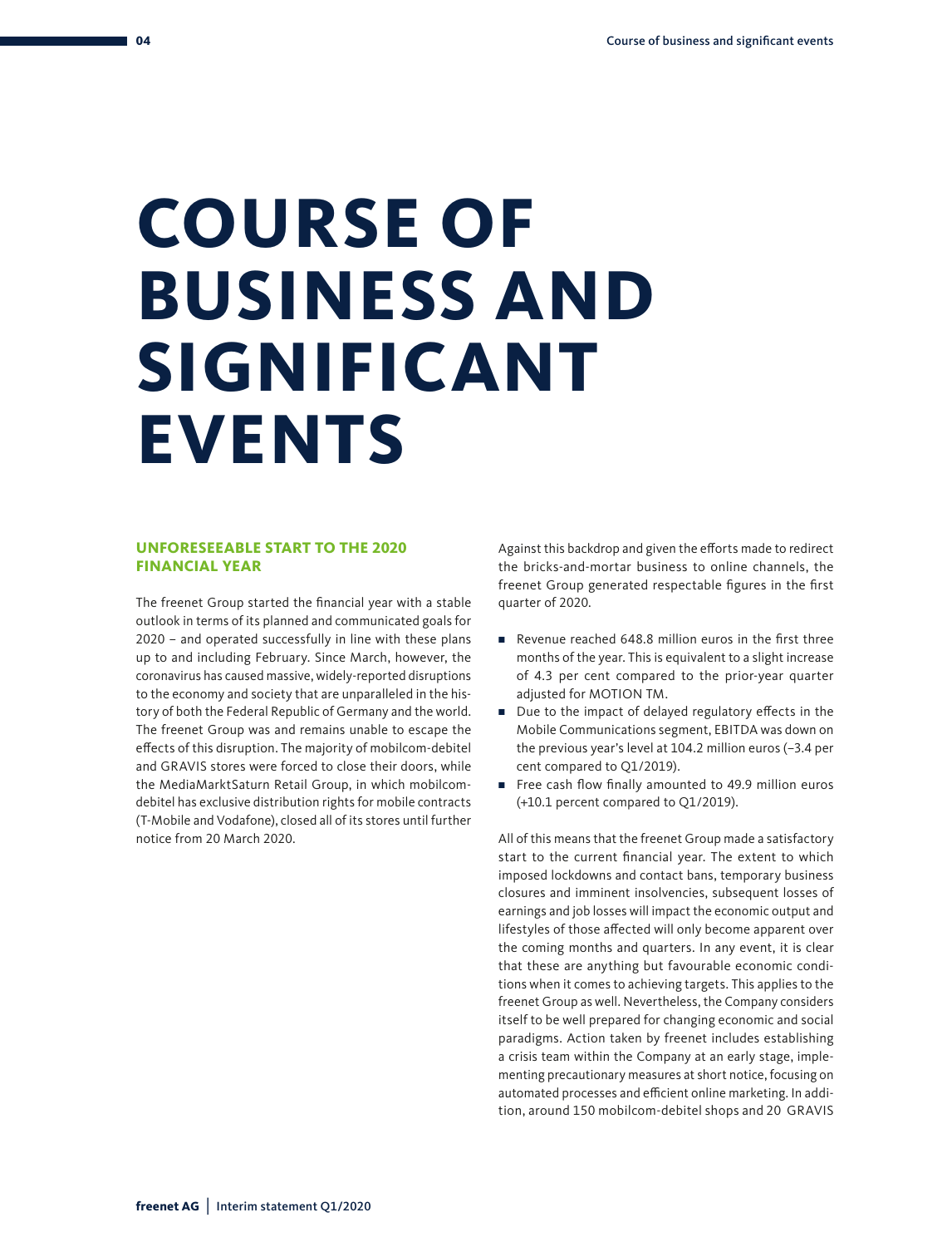# COURSE OF BUSINESS AND SIGNIFICANT EVENTS

## UNFORESEEABLE START TO THE 2020 FINANCIAL YEAR

The freenet Group started the financial year with a stable outlook in terms of its planned and communicated goals for 2020 – and operated successfully in line with these plans up to and including February. Since March, however, the coronavirus has caused massive, widely-reported disruptions to the economy and society that are unparalleled in the history of both the Federal Republic of Germany and the world. The freenet Group was and remains unable to escape the effects of this disruption. The majority of mobilcom-debitel and GRAVIS stores were forced to close their doors, while the MediaMarktSaturn Retail Group, in which mobilcom-debitel has exclusive distribution rights for mobile contracts (T-Mobile and Vodafone), closed all of its stores until further notice from 20 March 2020.

Against this backdrop and given the efforts made to redirect the bricks-and-mortar business to online channels, the freenet Group generated respectable figures in the first quarter of 2020.

- Revenue reached 648.8 million euros in the first three months of the year. This is equivalent to a slight increase of 4.3 per cent compared to the prior-year quarter adjusted for MOTION TM.
- Due to the impact of delayed regulatory effects in the Mobile Communications segment, EBITDA was down on the previous year's level at 104.2 million euros (–3.4 per cent compared to Q1/2019).
- Free cash flow finally amounted to 49.9 million euros (+10.1 percent compared to Q1/2019).

All of this means that the freenet Group made a satisfactory start to the current financial year. The extent to which imposed lockdowns and contact bans, temporary business closures and imminent insolvencies, subsequent losses of earnings and job losses will impact the economic output and lifestyles of those affected will only become apparent over the coming months and quarters. In any event, it is clear that these are anything but favourable economic conditions when it comes to achieving targets. This applies to the freenet Group as well. Nevertheless, the Company considers itself to be well prepared for changing economic and social paradigms. Action taken by freenet includes establishing a crisis team within the Company at an early stage, implementing precautionary measures at short notice, focusing on automated processes and efficient online marketing. In addition, around 150 mobilcom-debitel shops and 20 GRAVIS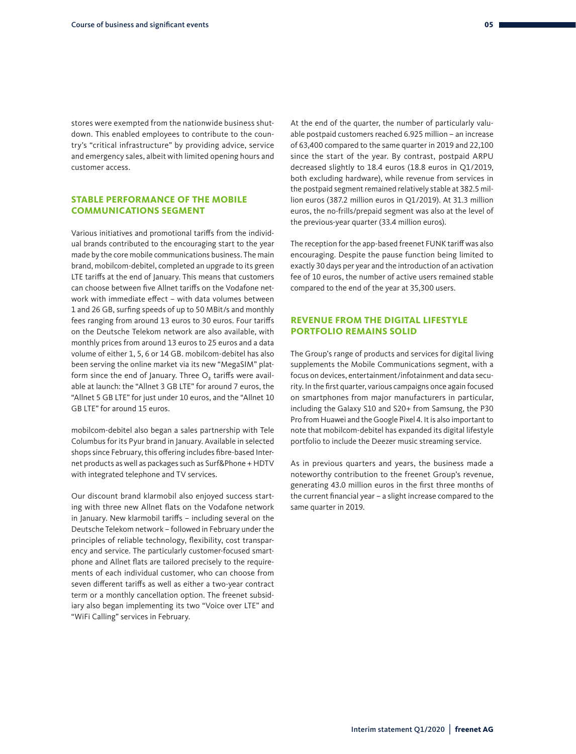stores were exempted from the nationwide business shutdown. This enabled employees to contribute to the country's "critical infrastructure" by providing advice, service and emergency sales, albeit with limited opening hours and customer access.

## STABLE PERFORMANCE OF THE MOBILE COMMUNICATIONS SEGMENT

Various initiatives and promotional tariffs from the individual brands contributed to the encouraging start to the year made by the core mobile communications business. The main brand, mobilcom-debitel, completed an upgrade to its green LTE tariffs at the end of January. This means that customers can choose between five Allnet tariffs on the Vodafone network with immediate effect – with data volumes between 1 and 26 GB, surfing speeds of up to 50 MBit/s and monthly fees ranging from around 13 euros to 30 euros. Four tariffs on the Deutsche Telekom network are also available, with monthly prices from around 13 euros to 25 euros and a data volume of either 1, 5, 6 or 14 GB. mobilcom-debitel has also been serving the online market via its new "MegaSIM" platform since the end of January. Three $O_2$ tariffs were available at launch: the "Allnet 3 GB LTE" for around 7 euros, the "Allnet 5 GB LTE" for just under 10 euros, and the "Allnet 10 GB LTE" for around 15 euros.

mobilcom-debitel also began a sales partnership with Tele Columbus for its Pyur brand in January. Available in selected shops since February, this offering includes fibre-based Internet products as well as packages such as Surf&Phone + HDTV with integrated telephone and TV services.

Our discount brand klarmobil also enjoyed success starting with three new Allnet flats on the Vodafone network in January. New klarmobil tariffs – including several on the Deutsche Telekom network – followed in February under the principles of reliable technology, flexibility, cost transparency and service. The particularly customer-focused smartphone and Allnet flats are tailored precisely to the requirements of each individual customer, who can choose from seven different tariffs as well as either a two-year contract term or a monthly cancellation option. The freenet subsidiary also began implementing its two "Voice over LTE" and "WiFi Calling" services in February.

At the end of the quarter, the number of particularly valuable postpaid customers reached 6.925 million – an increase of 63,400 compared to the same quarter in 2019 and 22,100 since the start of the year. By contrast, postpaid ARPU decreased slightly to 18.4 euros (18.8 euros in Q1/2019, both excluding hardware), while revenue from services in the postpaid segment remained relatively stable at 382.5 million euros (387.2 million euros in Q1/2019). At 31.3 million euros, the no-frills/prepaid segment was also at the level of the previous-year quarter (33.4 million euros).

The reception for the app-based freenet FUNK tariff was also encouraging. Despite the pause function being limited to exactly 30 days per year and the introduction of an activation fee of 10 euros, the number of active users remained stable compared to the end of the year at 35,300 users.

## REVENUE FROM THE DIGITAL LIFESTYLE PORTFOLIO REMAINS SOLID

The Group's range of products and services for digital living supplements the Mobile Communications segment, with a focus on devices, entertainment/infotainment and data security. In the first quarter, various campaigns once again focused on smartphones from major manufacturers in particular, including the Galaxy S10 and S20+ from Samsung, the P30 Pro from Huawei and the Google Pixel 4. It is also important to note that mobilcom-debitel has expanded its digital lifestyle portfolio to include the Deezer music streaming service.

As in previous quarters and years, the business made a noteworthy contribution to the freenet Group's revenue, generating 43.0 million euros in the first three months of the current financial year – a slight increase compared to the same quarter in 2019.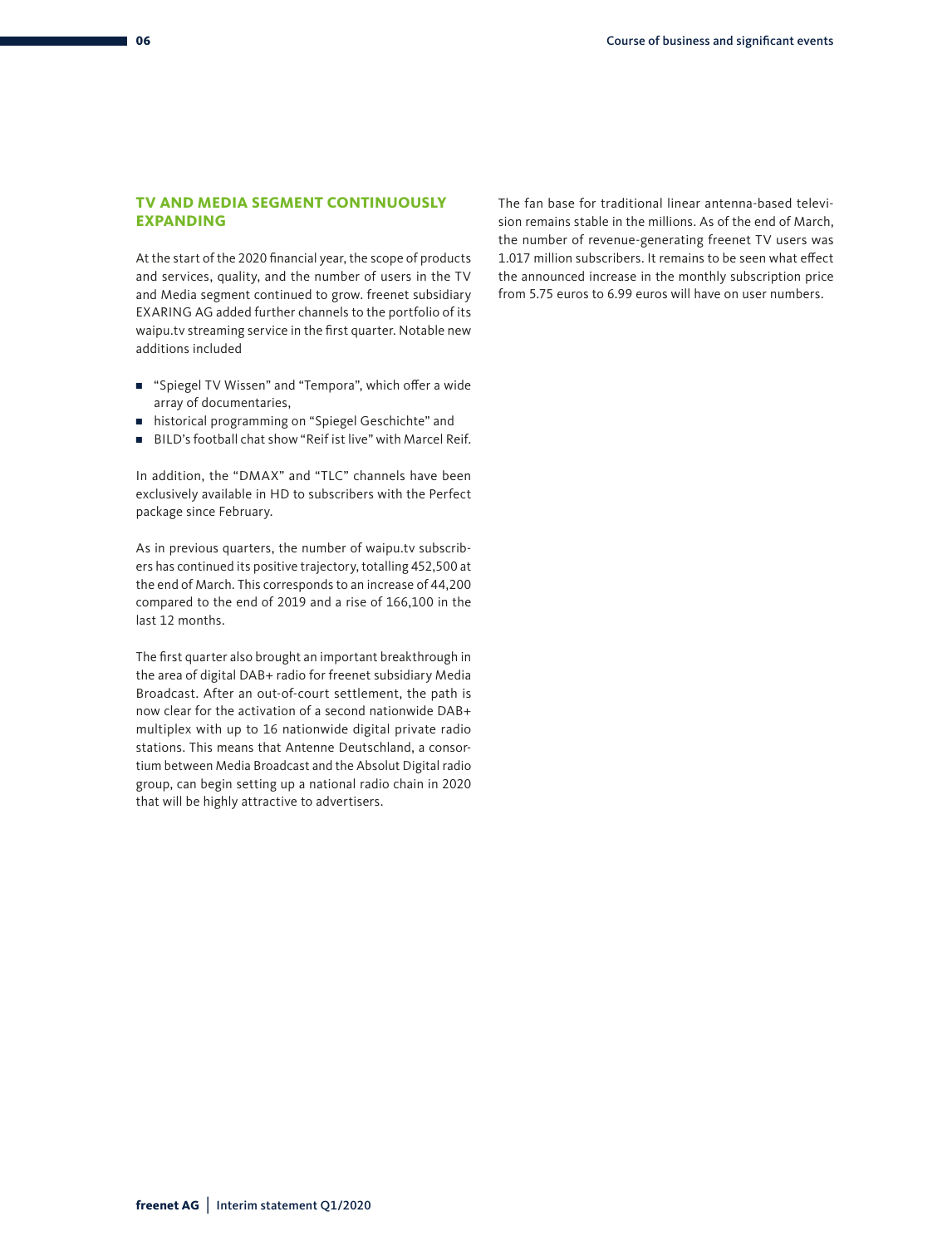## TV AND MEDIA SEGMENT CONTINUOUSLY EXPANDING

At the start of the 2020 financial year, the scope of products and services, quality, and the number of users in the TV and Media segment continued to grow. freenet subsidiary EXARING AG added further channels to the portfolio of its waipu.tv streaming service in the first quarter. Notable new additions included

- "Spiegel TV Wissen" and "Tempora", which offer a wide array of documentaries,
- historical programming on "Spiegel Geschichte" and
- BILD's football chat show "Reif ist live" with Marcel Reif.

In addition, the "DMAX" and "TLC" channels have been exclusively available in HD to subscribers with the Perfect package since February.

As in previous quarters, the number of waipu.tv subscribers has continued its positive trajectory, totalling 452,500 at the end of March. This corresponds to an increase of 44,200 compared to the end of 2019 and a rise of 166,100 in the last 12 months.

The first quarter also brought an important breakthrough in the area of digital DAB+ radio for freenet subsidiary Media Broadcast. After an out-of-court settlement, the path is now clear for the activation of a second nationwide DAB+ multiplex with up to 16 nationwide digital private radio stations. This means that Antenne Deutschland, a consortium between Media Broadcast and the Absolut Digital radio group, can begin setting up a national radio chain in 2020 that will be highly attractive to advertisers.

The fan base for traditional linear antenna-based television remains stable in the millions. As of the end of March, the number of revenue-generating freenet TV users was 1.017 million subscribers. It remains to be seen what effect the announced increase in the monthly subscription price from 5.75 euros to 6.99 euros will have on user numbers.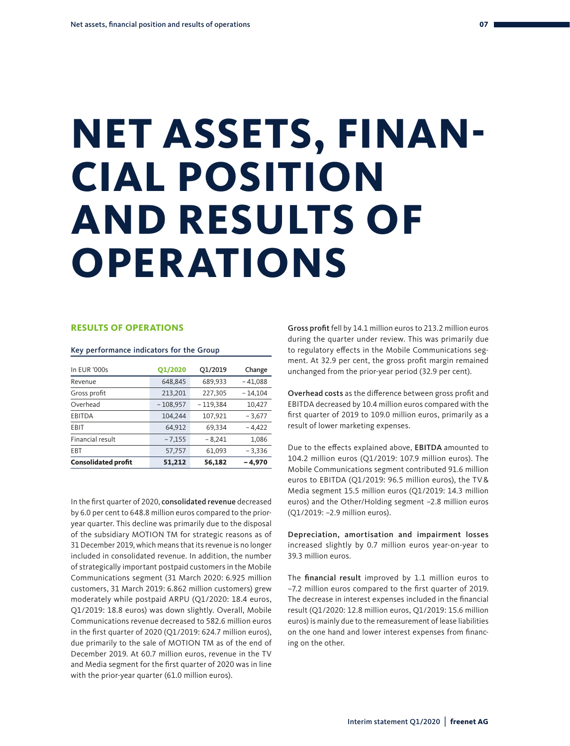# NET ASSETS, FINANCIAL POSITION AND RESULTS OF OPERATIONS

## RESULTS OF OPERATIONS

### Key performance indicators for the Group

| In EUR '000s | Q1/2020 | Q1/2019 | Change |
|---|---|---|---|
| Revenue | 648,845 | 689,933 | – 41,088 |
| Gross profit | 213,201 | 227,305 | – 14,104 |
| Overhead | – 108,957 | – 119,384 | 10,427 |
| EBITDA | 104,244 | 107,921 | – 3,677 |
| EBIT | 64,912 | 69,334 | – 4,422 |
| Financial result | – 7,155 | – 8,241 | 1,086 |
| EBT | 57,757 | 61,093 | – 3,336 |
| **Consolidated profit** | **51,212** | **56,182** | **– 4,970** |

In the first quarter of 2020, **consolidated revenue** decreased by 6.0 per cent to 648.8 million euros compared to the prior-year quarter. This decline was primarily due to the disposal of the subsidiary MOTION TM for strategic reasons as of 31 December 2019, which means that its revenue is no longer included in consolidated revenue. In addition, the number of strategically important postpaid customers in the Mobile Communications segment (31 March 2020: 6.925 million customers, 31 March 2019: 6.862 million customers) grew moderately while postpaid ARPU (Q1/2020: 18.4 euros, Q1/2019: 18.8 euros) was down slightly. Overall, Mobile Communications revenue decreased to 582.6 million euros in the first quarter of 2020 (Q1/2019: 624.7 million euros), due primarily to the sale of MOTION TM as of the end of December 2019. At 60.7 million euros, revenue in the TV and Media segment for the first quarter of 2020 was in line with the prior-year quarter (61.0 million euros).

**Gross profit** fell by 14.1 million euros to 213.2 million euros during the quarter under review. This was primarily due to regulatory effects in the Mobile Communications segment. At 32.9 per cent, the gross profit margin remained unchanged from the prior-year period (32.9 per cent).

**Overhead costs** as the difference between gross profit and EBITDA decreased by 10.4 million euros compared with the first quarter of 2019 to 109.0 million euros, primarily as a result of lower marketing expenses.

Due to the effects explained above, **EBITDA** amounted to 104.2 million euros (Q1/2019: 107.9 million euros). The Mobile Communications segment contributed 91.6 million euros to EBITDA (Q1/2019: 96.5 million euros), the TV & Media segment 15.5 million euros (Q1/2019: 14.3 million euros) and the Other/Holding segment –2.8 million euros (Q1/2019: –2.9 million euros).

**Depreciation, amortisation and impairment losses** increased slightly by 0.7 million euros year-on-year to 39.3 million euros.

The **financial result** improved by 1.1 million euros to –7.2 million euros compared to the first quarter of 2019. The decrease in interest expenses included in the financial result (Q1/2020: 12.8 million euros, Q1/2019: 15.6 million euros) is mainly due to the remeasurement of lease liabilities on the one hand and lower interest expenses from financing on the other.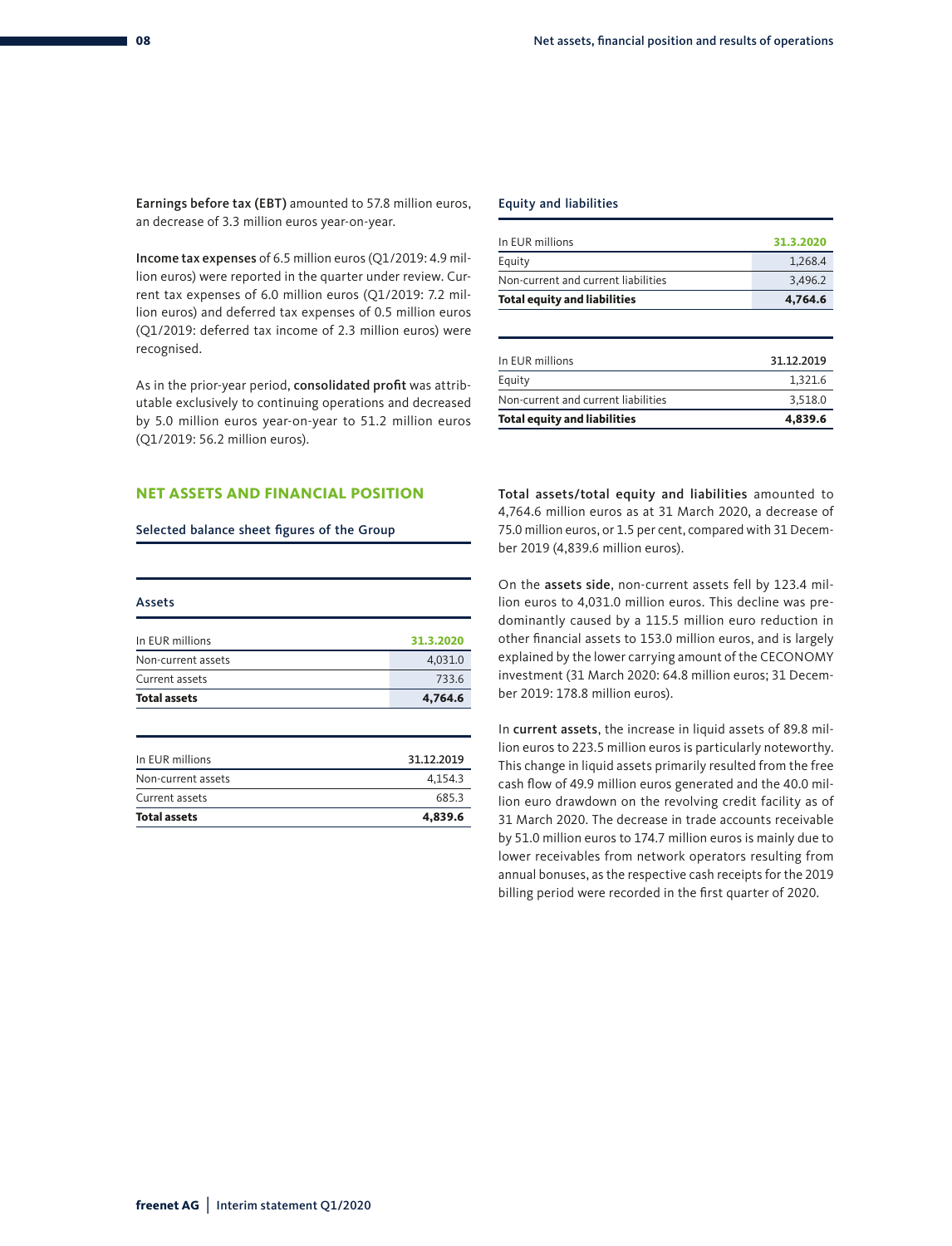**Earnings before tax (EBT)** amounted to 57.8 million euros, an decrease of 3.3 million euros year-on-year.

**Income tax expenses** of 6.5 million euros (Q1/2019: 4.9 million euros) were reported in the quarter under review. Current tax expenses of 6.0 million euros (Q1/2019: 7.2 million euros) and deferred tax expenses of 0.5 million euros (Q1/2019: deferred tax income of 2.3 million euros) were recognised.

As in the prior-year period, **consolidated profit** was attributable exclusively to continuing operations and decreased by 5.0 million euros year-on-year to 51.2 million euros (Q1/2019: 56.2 million euros).

## NET ASSETS AND FINANCIAL POSITION

### Selected balance sheet figures of the Group

**Assets**

| In EUR millions | 31.3.2020 |
|---|---|
| Non-current assets | 4,031.0 |
| Current assets | 733.6 |
| **Total assets** | **4,764.6** |

| In EUR millions | 31.12.2019 |
|---|---|
| Non-current assets | 4,154.3 |
| Current assets | 685.3 |
| **Total assets** | **4,839.6** |

**Equity and liabilities**

| In EUR millions | 31.3.2020 |
|---|---|
| Equity | 1,268.4 |
| Non-current and current liabilities | 3,496.2 |
| **Total equity and liabilities** | **4,764.6** |

| In EUR millions | 31.12.2019 |
|---|---|
| Equity | 1,321.6 |
| Non-current and current liabilities | 3,518.0 |
| **Total equity and liabilities** | **4,839.6** |

**Total assets/total equity and liabilities** amounted to 4,764.6 million euros as at 31 March 2020, a decrease of 75.0 million euros, or 1.5 per cent, compared with 31 December 2019 (4,839.6 million euros).

On the **assets side**, non-current assets fell by 123.4 million euros to 4,031.0 million euros. This decline was predominantly caused by a 115.5 million euro reduction in other financial assets to 153.0 million euros, and is largely explained by the lower carrying amount of the CECONOMY investment (31 March 2020: 64.8 million euros; 31 December 2019: 178.8 million euros).

In **current assets**, the increase in liquid assets of 89.8 million euros to 223.5 million euros is particularly noteworthy. This change in liquid assets primarily resulted from the free cash flow of 49.9 million euros generated and the 40.0 million euro drawdown on the revolving credit facility as of 31 March 2020. The decrease in trade accounts receivable by 51.0 million euros to 174.7 million euros is mainly due to lower receivables from network operators resulting from annual bonuses, as the respective cash receipts for the 2019 billing period were recorded in the first quarter of 2020.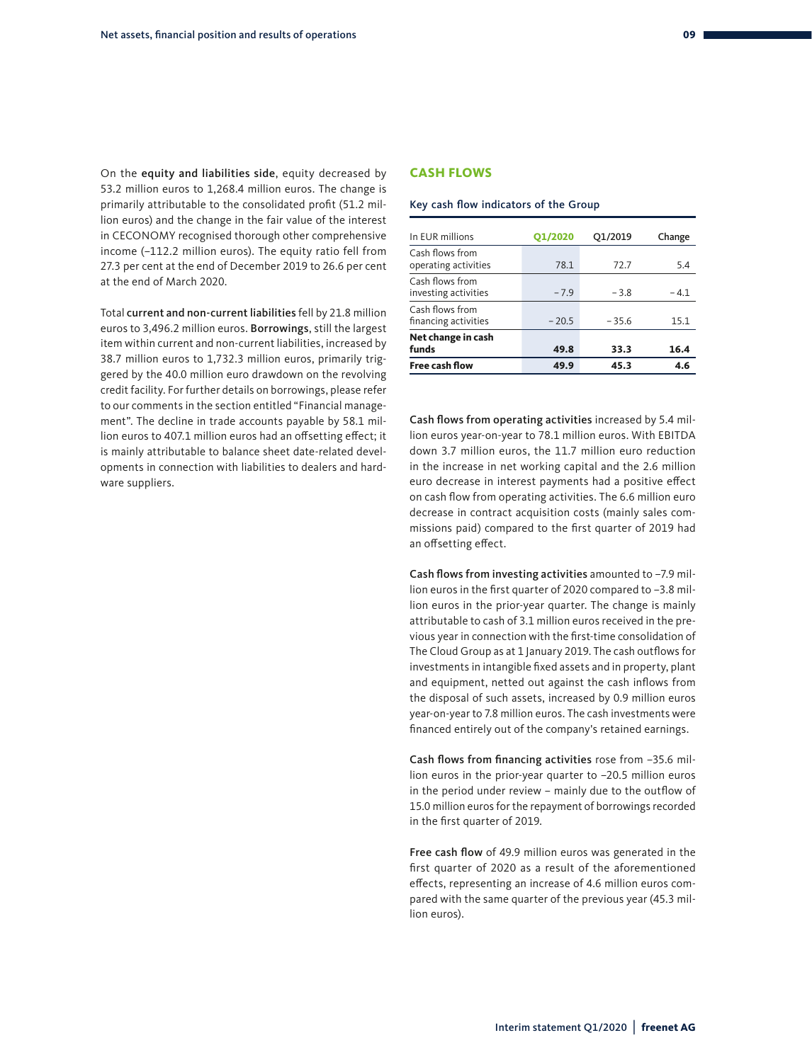On the **equity and liabilities side**, equity decreased by 53.2 million euros to 1,268.4 million euros. The change is primarily attributable to the consolidated profit (51.2 million euros) and the change in the fair value of the interest in CECONOMY recognised thorough other comprehensive income (–112.2 million euros). The equity ratio fell from 27.3 per cent at the end of December 2019 to 26.6 per cent at the end of March 2020.

Total **current and non-current liabilities** fell by 21.8 million euros to 3,496.2 million euros. **Borrowings**, still the largest item within current and non-current liabilities, increased by 38.7 million euros to 1,732.3 million euros, primarily triggered by the 40.0 million euro drawdown on the revolving credit facility. For further details on borrowings, please refer to our comments in the section entitled "Financial management". The decline in trade accounts payable by 58.1 million euros to 407.1 million euros had an offsetting effect; it is mainly attributable to balance sheet date-related developments in connection with liabilities to dealers and hardware suppliers.

## CASH FLOWS

**Key cash flow indicators of the Group**

| In EUR millions | Q1/2020 | Q1/2019 | Change |
|---|---|---|---|
| Cash flows from operating activities | 78.1 | 72.7 | 5.4 |
| Cash flows from investing activities | – 7.9 | – 3.8 | – 4.1 |
| Cash flows from financing activities | – 20.5 | – 35.6 | 15.1 |
| **Net change in cash funds** | **49.8** | **33.3** | **16.4** |
| **Free cash flow** | **49.9** | **45.3** | **4.6** |

**Cash flows from operating activities** increased by 5.4 million euros year-on-year to 78.1 million euros. With EBITDA down 3.7 million euros, the 11.7 million euro reduction in the increase in net working capital and the 2.6 million euro decrease in interest payments had a positive effect on cash flow from operating activities. The 6.6 million euro decrease in contract acquisition costs (mainly sales commissions paid) compared to the first quarter of 2019 had an offsetting effect.

**Cash flows from investing activities** amounted to –7.9 million euros in the first quarter of 2020 compared to –3.8 million euros in the prior-year quarter. The change is mainly attributable to cash of 3.1 million euros received in the previous year in connection with the first-time consolidation of The Cloud Group as at 1 January 2019. The cash outflows for investments in intangible fixed assets and in property, plant and equipment, netted out against the cash inflows from the disposal of such assets, increased by 0.9 million euros year-on-year to 7.8 million euros. The cash investments were financed entirely out of the company's retained earnings.

**Cash flows from financing activities** rose from –35.6 million euros in the prior-year quarter to –20.5 million euros in the period under review – mainly due to the outflow of 15.0 million euros for the repayment of borrowings recorded in the first quarter of 2019.

**Free cash flow** of 49.9 million euros was generated in the first quarter of 2020 as a result of the aforementioned effects, representing an increase of 4.6 million euros compared with the same quarter of the previous year (45.3 million euros).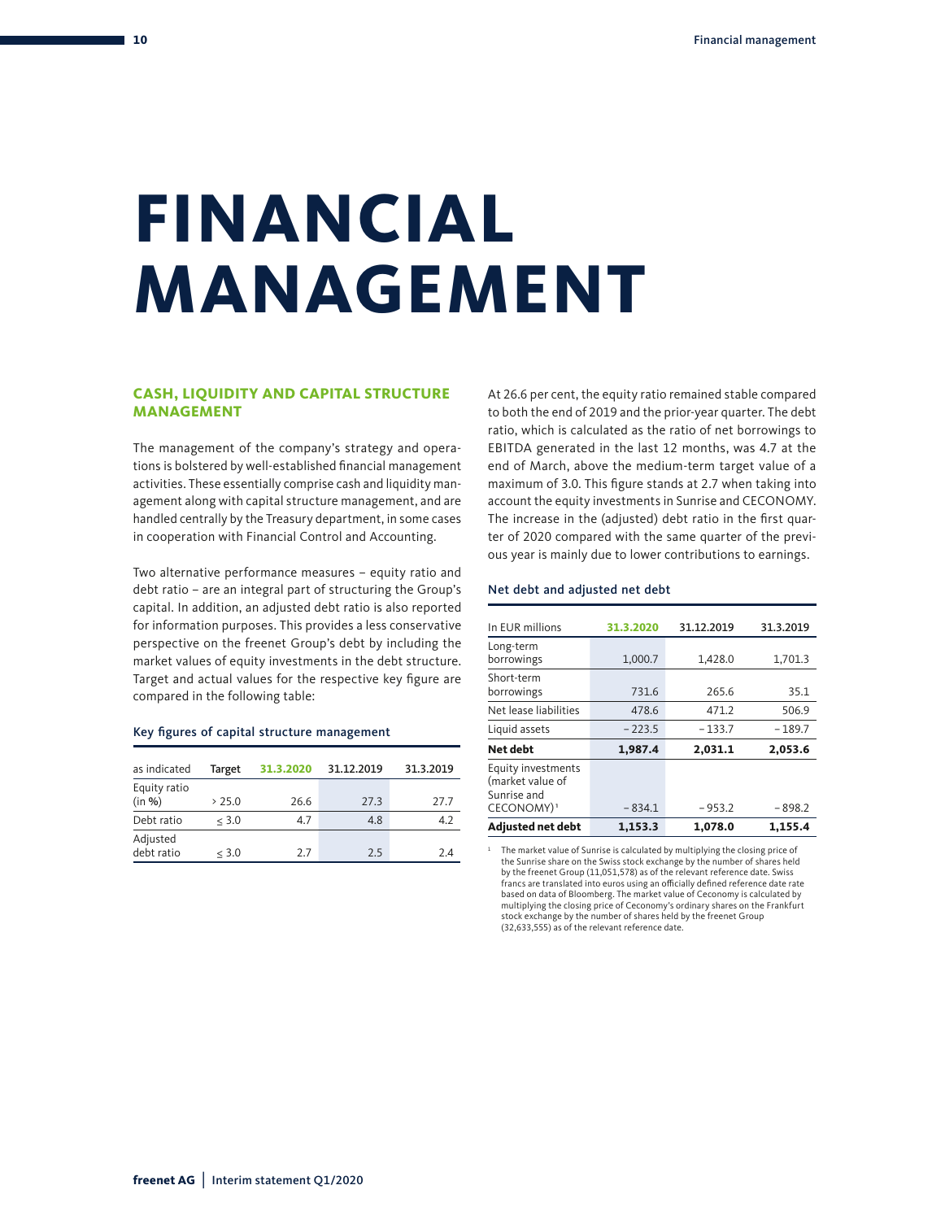# FINANCIAL MANAGEMENT

## CASH, LIQUIDITY AND CAPITAL STRUCTURE MANAGEMENT

The management of the company's strategy and operations is bolstered by well-established financial management activities. These essentially comprise cash and liquidity management along with capital structure management, and are handled centrally by the Treasury department, in some cases in cooperation with Financial Control and Accounting.

Two alternative performance measures – equity ratio and debt ratio – are an integral part of structuring the Group's capital. In addition, an adjusted debt ratio is also reported for information purposes. This provides a less conservative perspective on the freenet Group's debt by including the market values of equity investments in the debt structure. Target and actual values for the respective key figure are compared in the following table:

### Key figures of capital structure management

| as indicated | Target | 31.3.2020 | 31.12.2019 | 31.3.2019 |
|---|---|---|---|---|
| Equity ratio (in %) | > 25.0 | 26.6 | 27.3 | 27.7 |
| Debt ratio | ≤ 3.0 | 4.7 | 4.8 | 4.2 |
| Adjusted debt ratio | ≤ 3.0 | 2.7 | 2.5 | 2.4 |

At 26.6 per cent, the equity ratio remained stable compared to both the end of 2019 and the prior-year quarter. The debt ratio, which is calculated as the ratio of net borrowings to EBITDA generated in the last 12 months, was 4.7 at the end of March, above the medium-term target value of a maximum of 3.0. This figure stands at 2.7 when taking into account the equity investments in Sunrise and CECONOMY. The increase in the (adjusted) debt ratio in the first quarter of 2020 compared with the same quarter of the previous year is mainly due to lower contributions to earnings.

### Net debt and adjusted net debt

| In EUR millions | 31.3.2020 | 31.12.2019 | 31.3.2019 |
|---|---|---|---|
| Long-term borrowings | 1,000.7 | 1,428.0 | 1,701.3 |
| Short-term borrowings | 731.6 | 265.6 | 35.1 |
| Net lease liabilities | 478.6 | 471.2 | 506.9 |
| Liquid assets | − 223.5 | − 133.7 | − 189.7 |
| **Net debt** | **1,987.4** | **2,031.1** | **2,053.6** |
| Equity investments (market value of Sunrise and CECONOMY)[1] | − 834.1 | − 953.2 | − 898.2 |
| **Adjusted net debt** | **1,153.3** | **1,078.0** | **1,155.4** |

[1] The market value of Sunrise is calculated by multiplying the closing price of the Sunrise share on the Swiss stock exchange by the number of shares held by the freenet Group (11,051,578) as of the relevant reference date. Swiss francs are translated into euros using an officially defined reference date rate based on data of Bloomberg. The market value of Ceconomy is calculated by multiplying the closing price of Ceconomy's ordinary shares on the Frankfurt stock exchange by the number of shares held by the freenet Group (32,633,555) as of the relevant reference date.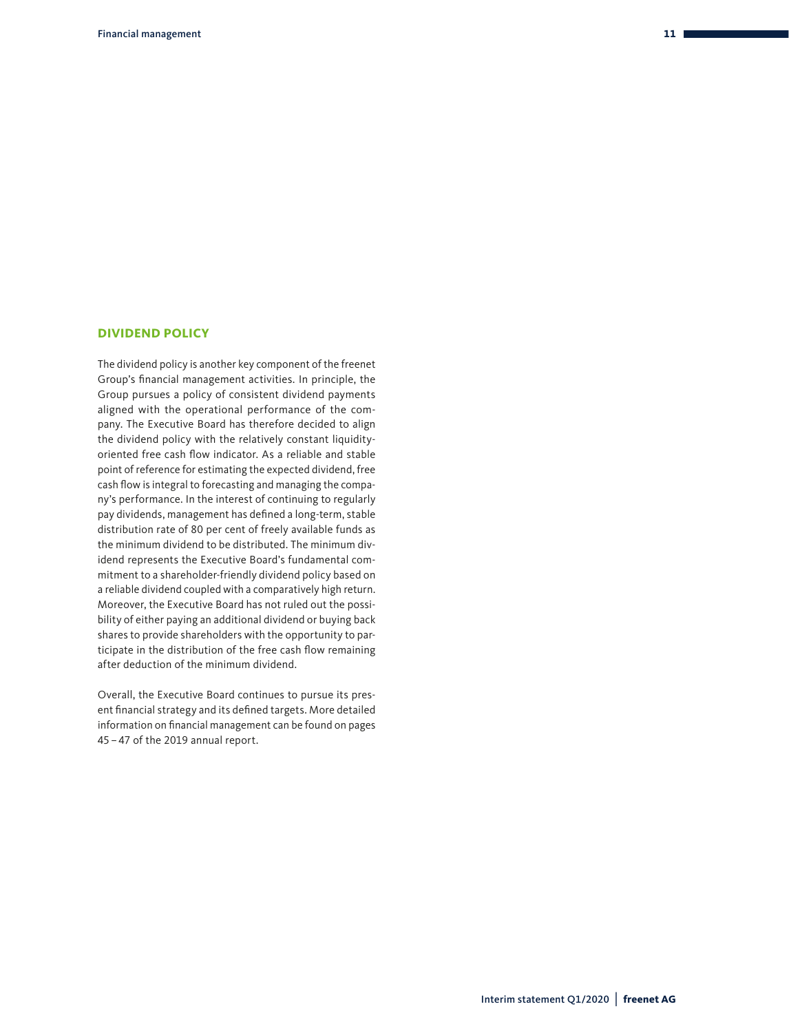## DIVIDEND POLICY

The dividend policy is another key component of the freenet Group's financial management activities. In principle, the Group pursues a policy of consistent dividend payments aligned with the operational performance of the company. The Executive Board has therefore decided to align the dividend policy with the relatively constant liquidity-oriented free cash flow indicator. As a reliable and stable point of reference for estimating the expected dividend, free cash flow is integral to forecasting and managing the company's performance. In the interest of continuing to regularly pay dividends, management has defined a long-term, stable distribution rate of 80 per cent of freely available funds as the minimum dividend to be distributed. The minimum dividend represents the Executive Board's fundamental commitment to a shareholder-friendly dividend policy based on a reliable dividend coupled with a comparatively high return. Moreover, the Executive Board has not ruled out the possibility of either paying an additional dividend or buying back shares to provide shareholders with the opportunity to participate in the distribution of the free cash flow remaining after deduction of the minimum dividend.

Overall, the Executive Board continues to pursue its present financial strategy and its defined targets. More detailed information on financial management can be found on pages 45 – 47 of the 2019 annual report.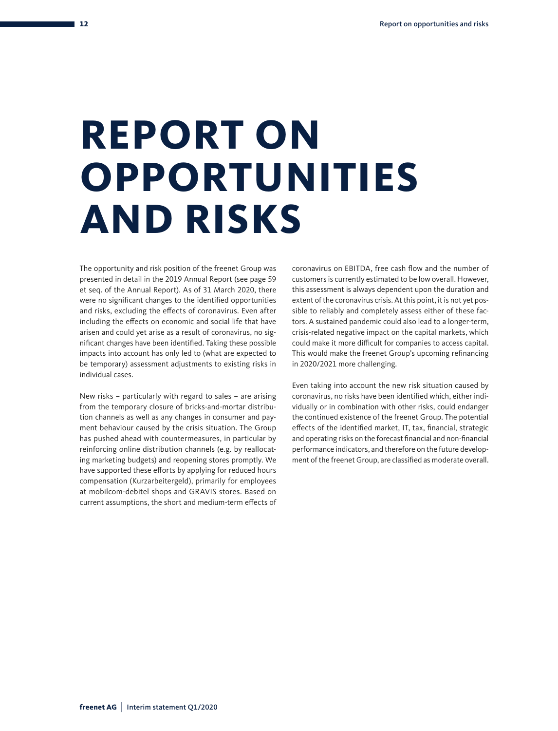# REPORT ON OPPORTUNITIES AND RISKS

The opportunity and risk position of the freenet Group was presented in detail in the 2019 Annual Report (see page 59 et seq. of the Annual Report). As of 31 March 2020, there were no significant changes to the identified opportunities and risks, excluding the effects of coronavirus. Even after including the effects on economic and social life that have arisen and could yet arise as a result of coronavirus, no significant changes have been identified. Taking these possible impacts into account has only led to (what are expected to be temporary) assessment adjustments to existing risks in individual cases.

New risks – particularly with regard to sales – are arising from the temporary closure of bricks-and-mortar distribution channels as well as any changes in consumer and payment behaviour caused by the crisis situation. The Group has pushed ahead with countermeasures, in particular by reinforcing online distribution channels (e.g. by reallocating marketing budgets) and reopening stores promptly. We have supported these efforts by applying for reduced hours compensation (Kurzarbeitergeld), primarily for employees at mobilcom-debitel shops and GRAVIS stores. Based on current assumptions, the short and medium-term effects of coronavirus on EBITDA, free cash flow and the number of customers is currently estimated to be low overall. However, this assessment is always dependent upon the duration and extent of the coronavirus crisis. At this point, it is not yet possible to reliably and completely assess either of these factors. A sustained pandemic could also lead to a longer-term, crisis-related negative impact on the capital markets, which could make it more difficult for companies to access capital. This would make the freenet Group's upcoming refinancing in 2020/2021 more challenging.

Even taking into account the new risk situation caused by coronavirus, no risks have been identified which, either individually or in combination with other risks, could endanger the continued existence of the freenet Group. The potential effects of the identified market, IT, tax, financial, strategic and operating risks on the forecast financial and non-financial performance indicators, and therefore on the future development of the freenet Group, are classified as moderate overall.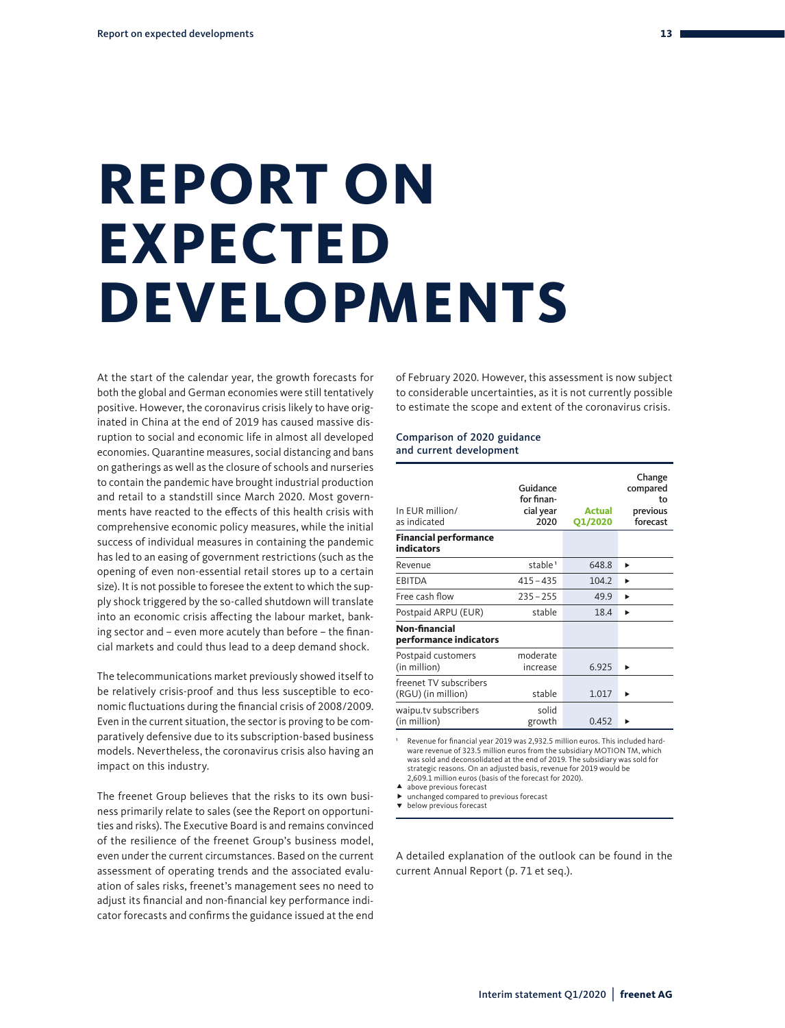# REPORT ON EXPECTED DEVELOPMENTS

At the start of the calendar year, the growth forecasts for both the global and German economies were still tentatively positive. However, the coronavirus crisis likely to have originated in China at the end of 2019 has caused massive disruption to social and economic life in almost all developed economies. Quarantine measures, social distancing and bans on gatherings as well as the closure of schools and nurseries to contain the pandemic have brought industrial production and retail to a standstill since March 2020. Most governments have reacted to the effects of this health crisis with comprehensive economic policy measures, while the initial success of individual measures in containing the pandemic has led to an easing of government restrictions (such as the opening of even non-essential retail stores up to a certain size). It is not possible to foresee the extent to which the supply shock triggered by the so-called shutdown will translate into an economic crisis affecting the labour market, banking sector and – even more acutely than before – the financial markets and could thus lead to a deep demand shock.

The telecommunications market previously showed itself to be relatively crisis-proof and thus less susceptible to economic fluctuations during the financial crisis of 2008/2009. Even in the current situation, the sector is proving to be comparatively defensive due to its subscription-based business models. Nevertheless, the coronavirus crisis also having an impact on this industry.

The freenet Group believes that the risks to its own business primarily relate to sales (see the Report on opportunities and risks). The Executive Board is and remains convinced of the resilience of the freenet Group's business model, even under the current circumstances. Based on the current assessment of operating trends and the associated evaluation of sales risks, freenet's management sees no need to adjust its financial and non-financial key performance indicator forecasts and confirms the guidance issued at the end of February 2020. However, this assessment is now subject to considerable uncertainties, as it is not currently possible to estimate the scope and extent of the coronavirus crisis.

### Comparison of 2020 guidance and current development

| In EUR million/ as indicated | Guidance for financial year 2020 | Actual Q1/2020 | Change compared to previous forecast |
|---|---|---|---|
| **Financial performance indicators** | | | |
| Revenue | stable[1] | 648.8 | ► |
| EBITDA | 415 – 435 | 104.2 | ► |
| Free cash flow | 235 – 255 | 49.9 | ► |
| Postpaid ARPU (EUR) | stable | 18.4 | ► |
| **Non-financial performance indicators** | | | |
| Postpaid customers (in million) | moderate increase | 6.925 | ► |
| freenet TV subscribers (RGU) (in million) | stable | 1.017 | ► |
| waipu.tv subscribers (in million) | solid growth | 0.452 | ► |

[1] Revenue for financial year 2019 was 2,932.5 million euros. This included hardware revenue of 323.5 million euros from the subsidiary MOTION TM, which was sold and deconsolidated at the end of 2019. The subsidiary was sold for strategic reasons. On an adjusted basis, revenue for 2019 would be 2,609.1 million euros (basis of the forecast for 2020).

▲ above previous forecast
► unchanged compared to previous forecast
▼ below previous forecast

A detailed explanation of the outlook can be found in the current Annual Report (p. 71 et seq.).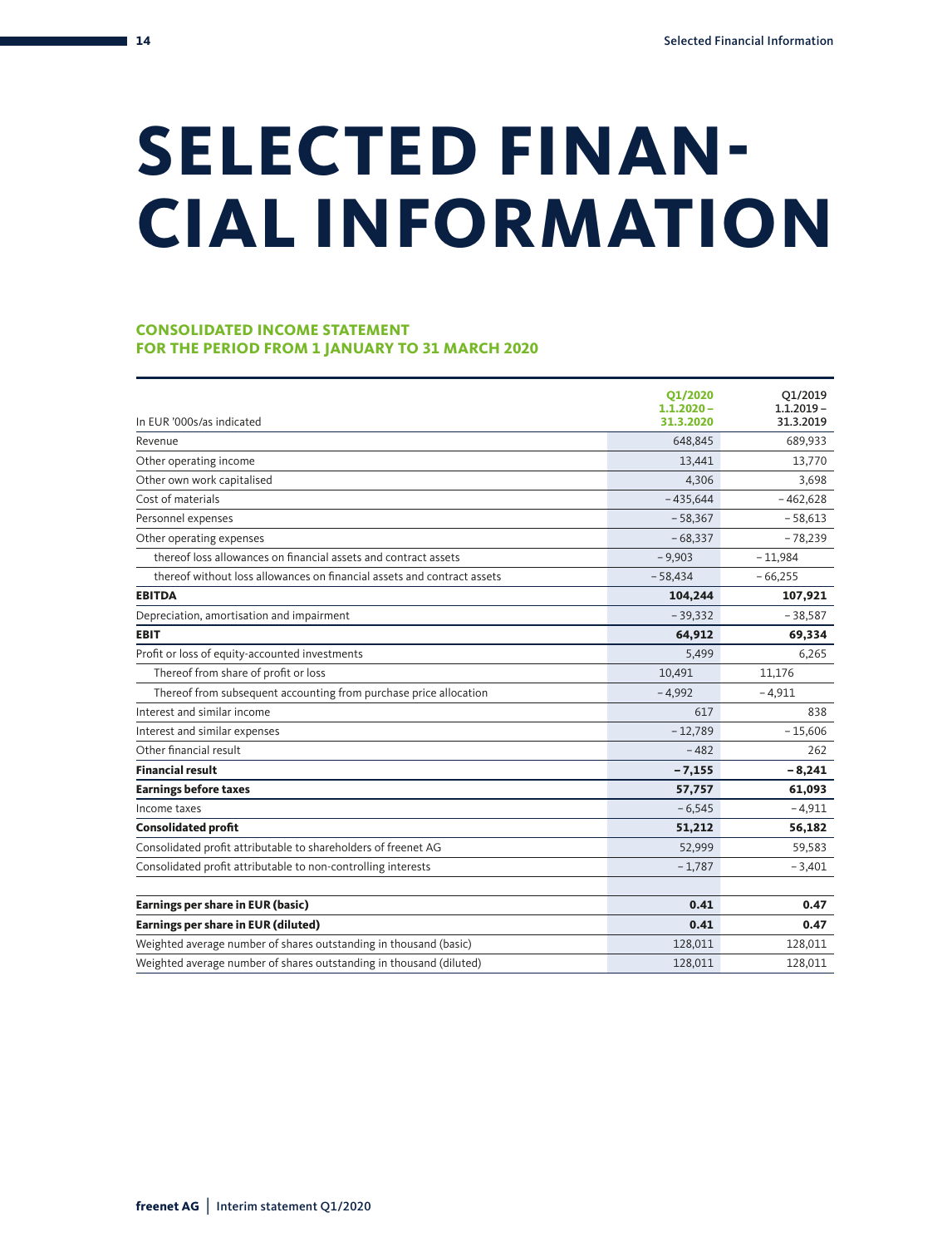# SELECTED FINANCIAL INFORMATION

## CONSOLIDATED INCOME STATEMENT FOR THE PERIOD FROM 1 JANUARY TO 31 MARCH 2020

| In EUR '000s/as indicated | Q1/2020 1.1.2020 – 31.3.2020 | Q1/2019 1.1.2019 – 31.3.2019 |
|---|---|---|
| Revenue | 648,845 | 689,933 |
| Other operating income | 13,441 | 13,770 |
| Other own work capitalised | 4,306 | 3,698 |
| Cost of materials | – 435,644 | – 462,628 |
| Personnel expenses | – 58,367 | – 58,613 |
| Other operating expenses | – 68,337 | – 78,239 |
| thereof loss allowances on financial assets and contract assets | – 9,903 | – 11,984 |
| thereof without loss allowances on financial assets and contract assets | – 58,434 | – 66,255 |
| **EBITDA** | **104,244** | **107,921** |
| Depreciation, amortisation and impairment | – 39,332 | – 38,587 |
| **EBIT** | **64,912** | **69,334** |
| Profit or loss of equity-accounted investments | 5,499 | 6,265 |
| Thereof from share of profit or loss | 10,491 | 11,176 |
| Thereof from subsequent accounting from purchase price allocation | – 4,992 | – 4,911 |
| Interest and similar income | 617 | 838 |
| Interest and similar expenses | – 12,789 | – 15,606 |
| Other financial result | – 482 | 262 |
| **Financial result** | **– 7,155** | **– 8,241** |
| **Earnings before taxes** | **57,757** | **61,093** |
| Income taxes | – 6,545 | – 4,911 |
| **Consolidated profit** | **51,212** | **56,182** |
| Consolidated profit attributable to shareholders of freenet AG | 52,999 | 59,583 |
| Consolidated profit attributable to non-controlling interests | – 1,787 | – 3,401 |
| | | |
| **Earnings per share in EUR (basic)** | **0.41** | **0.47** |
| **Earnings per share in EUR (diluted)** | **0.41** | **0.47** |
| Weighted average number of shares outstanding in thousand (basic) | 128,011 | 128,011 |
| Weighted average number of shares outstanding in thousand (diluted) | 128,011 | 128,011 |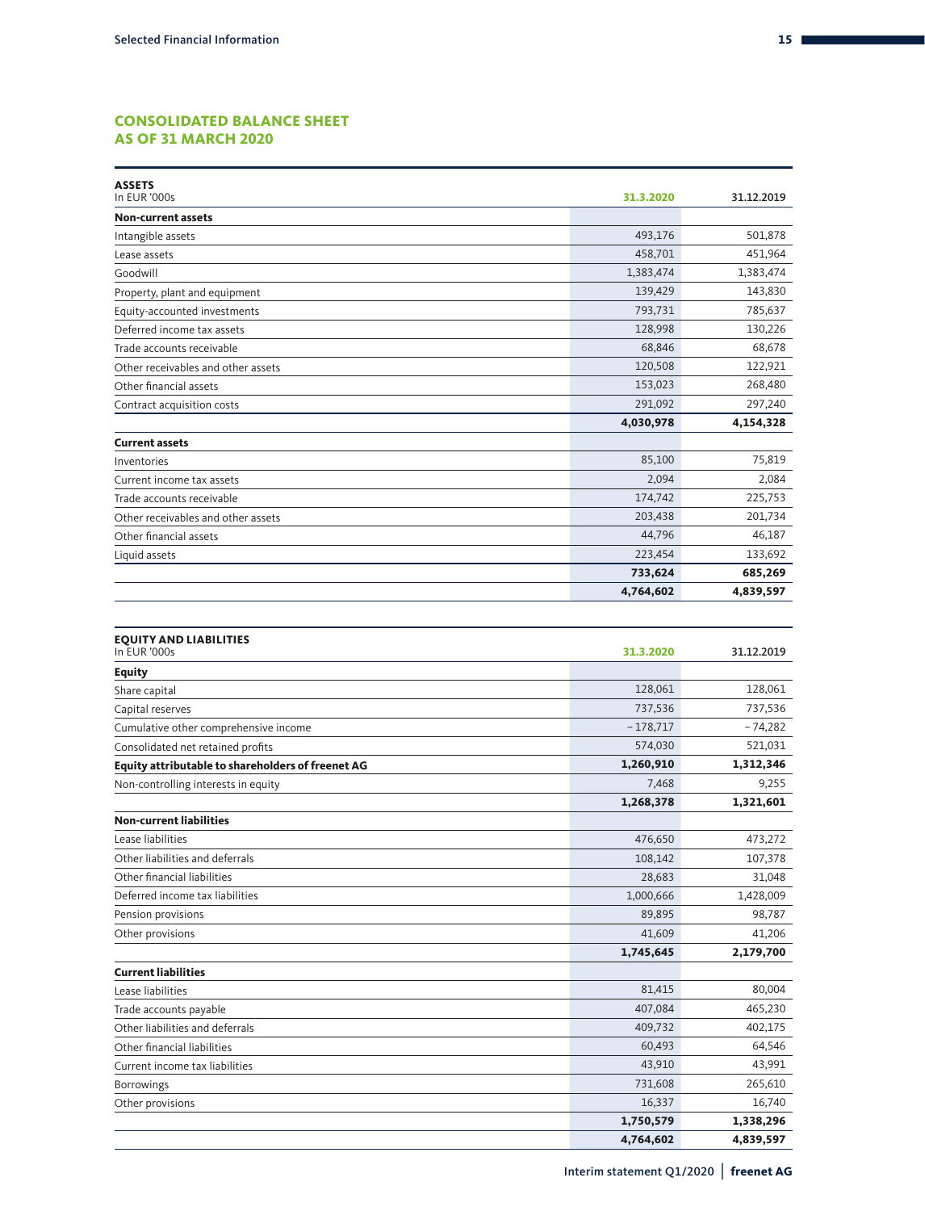## CONSOLIDATED BALANCE SHEET AS OF 31 MARCH 2020

| ASSETS<br>In EUR '000s | 31.3.2020 | 31.12.2019 |
|---|---|---|
| **Non-current assets** | | |
| Intangible assets | 493,176 | 501,878 |
| Lease assets | 458,701 | 451,964 |
| Goodwill | 1,383,474 | 1,383,474 |
| Property, plant and equipment | 139,429 | 143,830 |
| Equity-accounted investments | 793,731 | 785,637 |
| Deferred income tax assets | 128,998 | 130,226 |
| Trade accounts receivable | 68,846 | 68,678 |
| Other receivables and other assets | 120,508 | 122,921 |
| Other financial assets | 153,023 | 268,480 |
| Contract acquisition costs | 291,092 | 297,240 |
| | **4,030,978** | **4,154,328** |
| **Current assets** | | |
| Inventories | 85,100 | 75,819 |
| Current income tax assets | 2,094 | 2,084 |
| Trade accounts receivable | 174,742 | 225,753 |
| Other receivables and other assets | 203,438 | 201,734 |
| Other financial assets | 44,796 | 46,187 |
| Liquid assets | 223,454 | 133,692 |
| | **733,624** | **685,269** |
| | **4,764,602** | **4,839,597** |

| EQUITY AND LIABILITIES<br>In EUR '000s | 31.3.2020 | 31.12.2019 |
|---|---|---|
| **Equity** | | |
| Share capital | 128,061 | 128,061 |
| Capital reserves | 737,536 | 737,536 |
| Cumulative other comprehensive income | – 178,717 | – 74,282 |
| Consolidated net retained profits | 574,030 | 521,031 |
| **Equity attributable to shareholders of freenet AG** | **1,260,910** | **1,312,346** |
| Non-controlling interests in equity | 7,468 | 9,255 |
| | **1,268,378** | **1,321,601** |
| **Non-current liabilities** | | |
| Lease liabilities | 476,650 | 473,272 |
| Other liabilities and deferrals | 108,142 | 107,378 |
| Other financial liabilities | 28,683 | 31,048 |
| Deferred income tax liabilities | 1,000,666 | 1,428,009 |
| Pension provisions | 89,895 | 98,787 |
| Other provisions | 41,609 | 41,206 |
| | **1,745,645** | **2,179,700** |
| **Current liabilities** | | |
| Lease liabilities | 81,415 | 80,004 |
| Trade accounts payable | 407,084 | 465,230 |
| Other liabilities and deferrals | 409,732 | 402,175 |
| Other financial liabilities | 60,493 | 64,546 |
| Current income tax liabilities | 43,910 | 43,991 |
| Borrowings | 731,608 | 265,610 |
| Other provisions | 16,337 | 16,740 |
| | **1,750,579** | **1,338,296** |
| | **4,764,602** | **4,839,597** |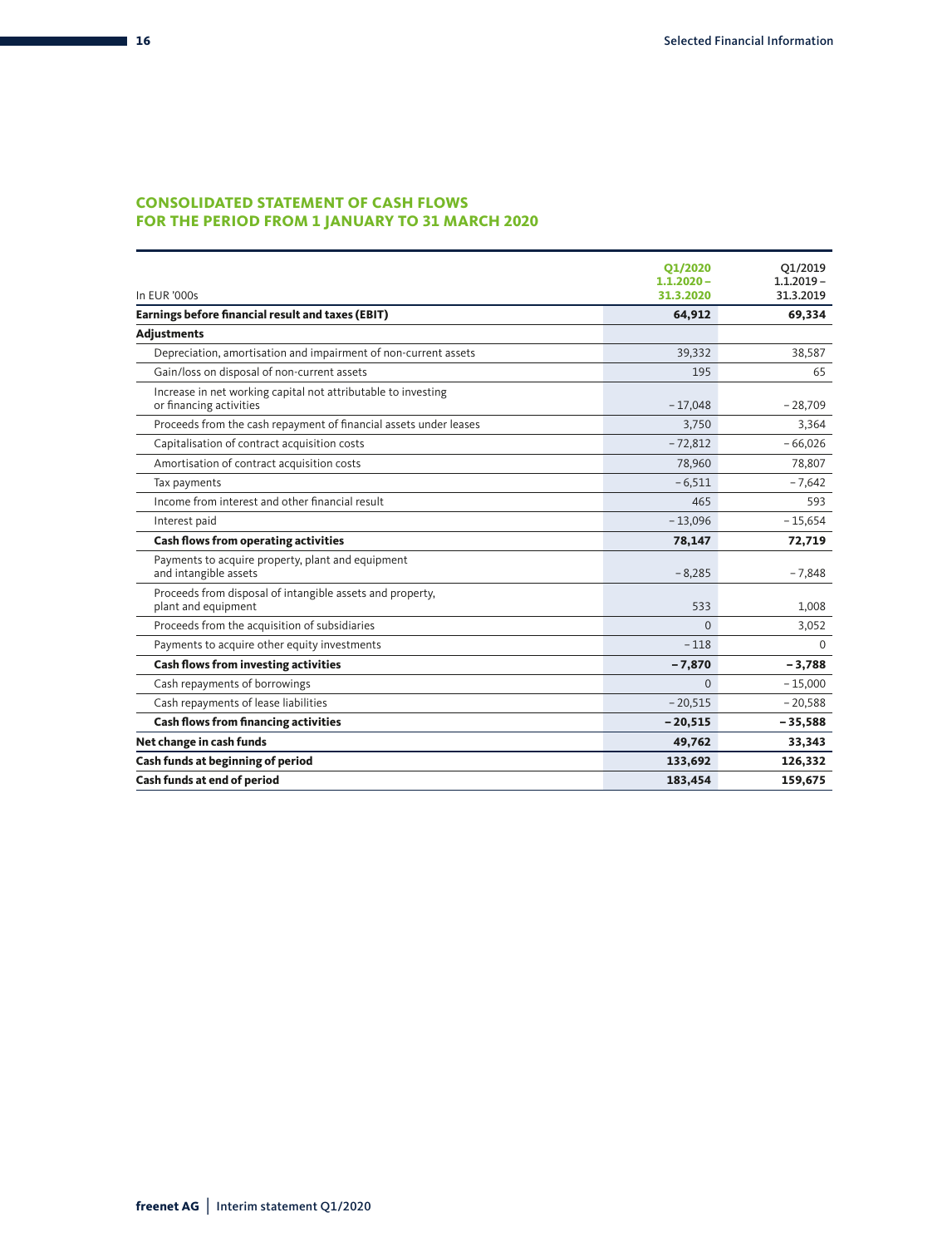## CONSOLIDATED STATEMENT OF CASH FLOWS FOR THE PERIOD FROM 1 JANUARY TO 31 MARCH 2020

| In EUR '000s | Q1/2020 1.1.2020 – 31.3.2020 | Q1/2019 1.1.2019 – 31.3.2019 |
|---|---|---|
| **Earnings before financial result and taxes (EBIT)** | **64,912** | **69,334** |
| **Adjustments** | | |
| Depreciation, amortisation and impairment of non-current assets | 39,332 | 38,587 |
| Gain/loss on disposal of non-current assets | 195 | 65 |
| Increase in net working capital not attributable to investing or financing activities | – 17,048 | – 28,709 |
| Proceeds from the cash repayment of financial assets under leases | 3,750 | 3,364 |
| Capitalisation of contract acquisition costs | – 72,812 | – 66,026 |
| Amortisation of contract acquisition costs | 78,960 | 78,807 |
| Tax payments | – 6,511 | – 7,642 |
| Income from interest and other financial result | 465 | 593 |
| Interest paid | – 13,096 | – 15,654 |
| **Cash flows from operating activities** | **78,147** | **72,719** |
| Payments to acquire property, plant and equipment and intangible assets | – 8,285 | – 7,848 |
| Proceeds from disposal of intangible assets and property, plant and equipment | 533 | 1,008 |
| Proceeds from the acquisition of subsidiaries | 0 | 3,052 |
| Payments to acquire other equity investments | – 118 | 0 |
| **Cash flows from investing activities** | **– 7,870** | **– 3,788** |
| Cash repayments of borrowings | 0 | – 15,000 |
| Cash repayments of lease liabilities | – 20,515 | – 20,588 |
| **Cash flows from financing activities** | **– 20,515** | **– 35,588** |
| **Net change in cash funds** | **49,762** | **33,343** |
| **Cash funds at beginning of period** | **133,692** | **126,332** |
| **Cash funds at end of period** | **183,454** | **159,675** |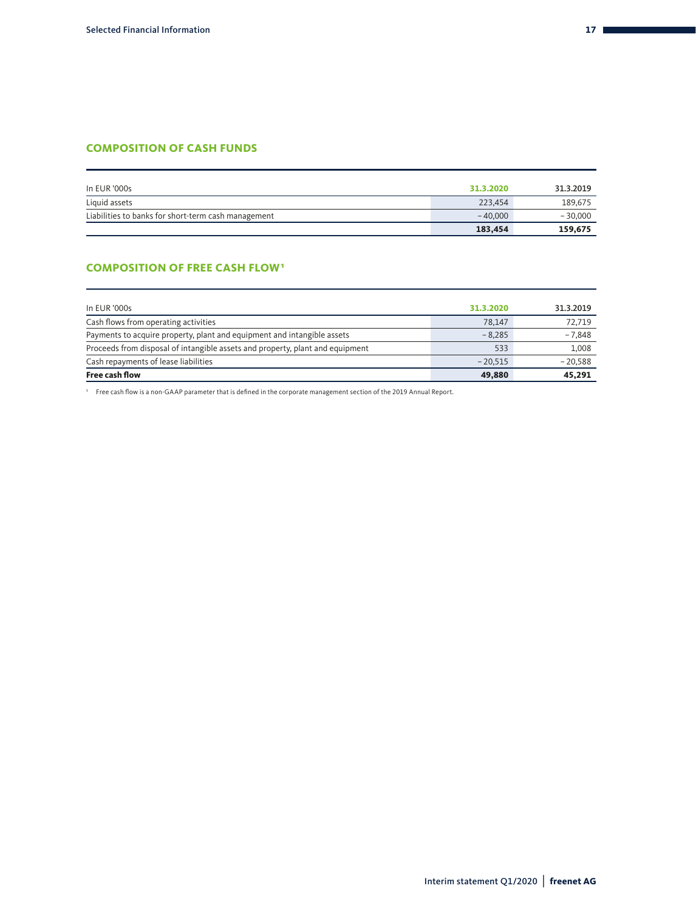## COMPOSITION OF CASH FUNDS

| In EUR '000s | 31.3.2020 | 31.3.2019 |
|---|---|---|
| Liquid assets | 223,454 | 189,675 |
| Liabilities to banks for short-term cash management | – 40,000 | – 30,000 |
| | **183,454** | **159,675** |

## COMPOSITION OF FREE CASH FLOW[1]

| In EUR '000s | 31.3.2020 | 31.3.2019 |
|---|---|---|
| Cash flows from operating activities | 78,147 | 72,719 |
| Payments to acquire property, plant and equipment and intangible assets | – 8,285 | – 7,848 |
| Proceeds from disposal of intangible assets and property, plant and equipment | 533 | 1,008 |
| Cash repayments of lease liabilities | – 20,515 | – 20,588 |
| **Free cash flow** | **49,880** | **45,291** |

[1] Free cash flow is a non-GAAP parameter that is defined in the corporate management section of the 2019 Annual Report.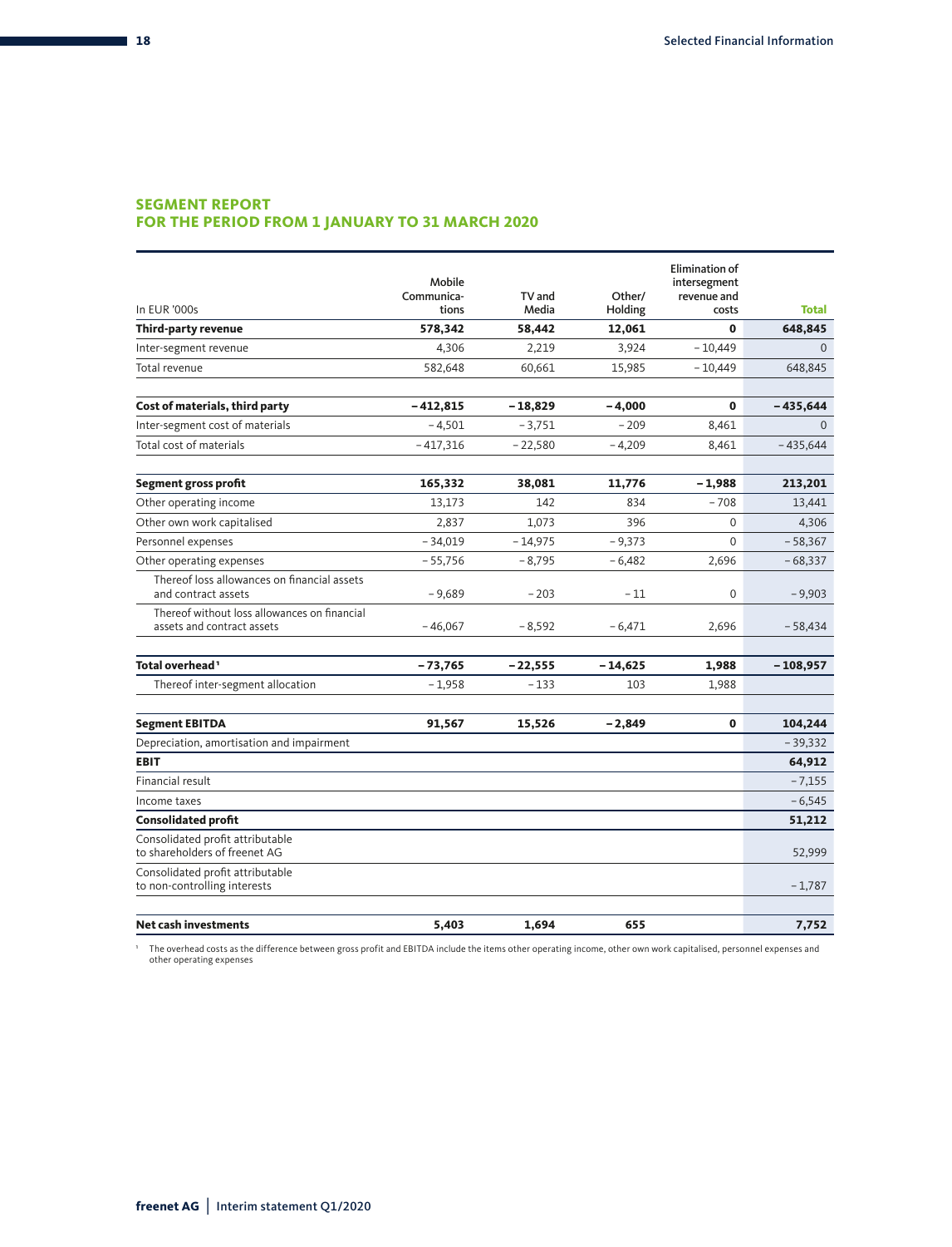## SEGMENT REPORT
## FOR THE PERIOD FROM 1 JANUARY TO 31 MARCH 2020

| In EUR '000s | Mobile Communica­tions | TV and Media | Other/ Holding | Elimination of intersegment revenue and costs | Total |
|---|---|---|---|---|---|
| **Third-party revenue** | **578,342** | **58,442** | **12,061** | **0** | **648,845** |
| Inter-segment revenue | 4,306 | 2,219 | 3,924 | – 10,449 | 0 |
| Total revenue | 582,648 | 60,661 | 15,985 | – 10,449 | 648,845 |
| | | | | | |
| **Cost of materials, third party** | **– 412,815** | **– 18,829** | **– 4,000** | **0** | **– 435,644** |
| Inter-segment cost of materials | – 4,501 | – 3,751 | – 209 | 8,461 | 0 |
| Total cost of materials | – 417,316 | – 22,580 | – 4,209 | 8,461 | – 435,644 |
| | | | | | |
| **Segment gross profit** | **165,332** | **38,081** | **11,776** | **– 1,988** | **213,201** |
| Other operating income | 13,173 | 142 | 834 | – 708 | 13,441 |
| Other own work capitalised | 2,837 | 1,073 | 396 | 0 | 4,306 |
| Personnel expenses | – 34,019 | – 14,975 | – 9,373 | 0 | – 58,367 |
| Other operating expenses | – 55,756 | – 8,795 | – 6,482 | 2,696 | – 68,337 |
| Thereof loss allowances on financial assets and contract assets | – 9,689 | – 203 | – 11 | 0 | – 9,903 |
| Thereof without loss allowances on financial assets and contract assets | – 46,067 | – 8,592 | – 6,471 | 2,696 | – 58,434 |
| | | | | | |
| **Total overhead**[1] | **– 73,765** | **– 22,555** | **– 14,625** | **1,988** | **– 108,957** |
| Thereof inter-segment allocation | – 1,958 | – 133 | 103 | 1,988 | |
| | | | | | |
| **Segment EBITDA** | **91,567** | **15,526** | **– 2,849** | **0** | **104,244** |
| Depreciation, amortisation and impairment | | | | | – 39,332 |
| **EBIT** | | | | | **64,912** |
| Financial result | | | | | – 7,155 |
| Income taxes | | | | | – 6,545 |
| **Consolidated profit** | | | | | **51,212** |
| Consolidated profit attributable to shareholders of freenet AG | | | | | 52,999 |
| Consolidated profit attributable to non-controlling interests | | | | | – 1,787 |
| | | | | | |
| **Net cash investments** | **5,403** | **1,694** | **655** | | **7,752** |

[1] The overhead costs as the difference between gross profit and EBITDA include the items other operating income, other own work capitalised, personnel expenses and other operating expenses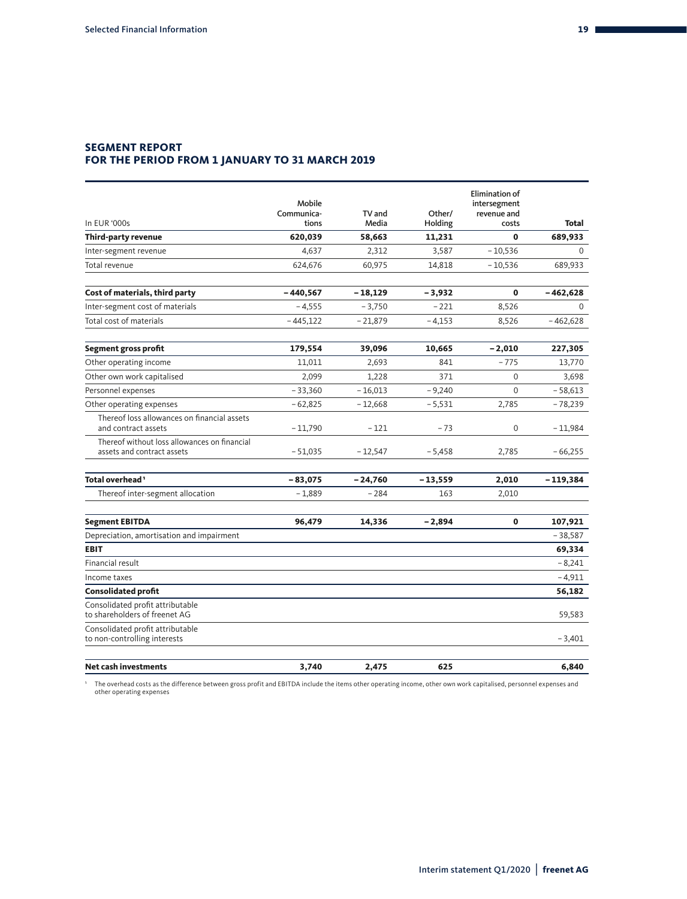## SEGMENT REPORT
## FOR THE PERIOD FROM 1 JANUARY TO 31 MARCH 2019

| In EUR '000s | Mobile Communica-tions | TV and Media | Other/ Holding | Elimination of intersegment revenue and costs | Total |
|---|---|---|---|---|---|
| **Third-party revenue** | **620,039** | **58,663** | **11,231** | **0** | **689,933** |
| Inter-segment revenue | 4,637 | 2,312 | 3,587 | – 10,536 | 0 |
| Total revenue | 624,676 | 60,975 | 14,818 | – 10,536 | 689,933 |
| | | | | | |
| **Cost of materials, third party** | **– 440,567** | **– 18,129** | **– 3,932** | **0** | **– 462,628** |
| Inter-segment cost of materials | – 4,555 | – 3,750 | – 221 | 8,526 | 0 |
| Total cost of materials | – 445,122 | – 21,879 | – 4,153 | 8,526 | – 462,628 |
| | | | | | |
| **Segment gross profit** | **179,554** | **39,096** | **10,665** | **– 2,010** | **227,305** |
| Other operating income | 11,011 | 2,693 | 841 | – 775 | 13,770 |
| Other own work capitalised | 2,099 | 1,228 | 371 | 0 | 3,698 |
| Personnel expenses | – 33,360 | – 16,013 | – 9,240 | 0 | – 58,613 |
| Other operating expenses | – 62,825 | – 12,668 | – 5,531 | 2,785 | – 78,239 |
| Thereof loss allowances on financial assets and contract assets | – 11,790 | – 121 | – 73 | 0 | – 11,984 |
| Thereof without loss allowances on financial assets and contract assets | – 51,035 | – 12,547 | – 5,458 | 2,785 | – 66,255 |
| | | | | | |
| **Total overhead**[1] | **– 83,075** | **– 24,760** | **– 13,559** | **2,010** | **– 119,384** |
| Thereof inter-segment allocation | – 1,889 | – 284 | 163 | 2,010 | |
| | | | | | |
| **Segment EBITDA** | **96,479** | **14,336** | **– 2,894** | **0** | **107,921** |
| Depreciation, amortisation and impairment | | | | | – 38,587 |
| **EBIT** | | | | | **69,334** |
| Financial result | | | | | – 8,241 |
| Income taxes | | | | | – 4,911 |
| **Consolidated profit** | | | | | **56,182** |
| Consolidated profit attributable to shareholders of freenet AG | | | | | 59,583 |
| Consolidated profit attributable to non-controlling interests | | | | | – 3,401 |
| | | | | | |
| **Net cash investments** | **3,740** | **2,475** | **625** | | **6,840** |

[1] The overhead costs as the difference between gross profit and EBITDA include the items other operating income, other own work capitalised, personnel expenses and other operating expenses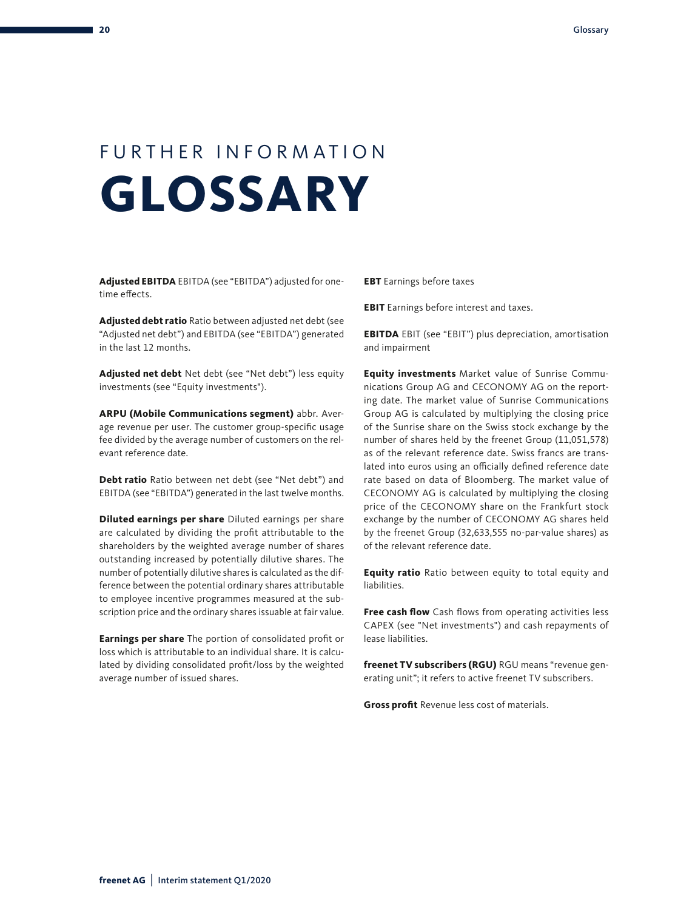FURTHER INFORMATION

# GLOSSARY

**Adjusted EBITDA** EBITDA (see "EBITDA") adjusted for one-time effects.

**Adjusted debt ratio** Ratio between adjusted net debt (see "Adjusted net debt") and EBITDA (see "EBITDA") generated in the last 12 months.

**Adjusted net debt** Net debt (see "Net debt") less equity investments (see "Equity investments").

**ARPU (Mobile Communications segment)** abbr. Average revenue per user. The customer group-specific usage fee divided by the average number of customers on the relevant reference date.

**Debt ratio** Ratio between net debt (see "Net debt") and EBITDA (see "EBITDA") generated in the last twelve months.

**Diluted earnings per share** Diluted earnings per share are calculated by dividing the profit attributable to the shareholders by the weighted average number of shares outstanding increased by potentially dilutive shares. The number of potentially dilutive shares is calculated as the difference between the potential ordinary shares attributable to employee incentive programmes measured at the subscription price and the ordinary shares issuable at fair value.

**Earnings per share** The portion of consolidated profit or loss which is attributable to an individual share. It is calculated by dividing consolidated profit/loss by the weighted average number of issued shares.

**EBT** Earnings before taxes

**EBIT** Earnings before interest and taxes.

**EBITDA** EBIT (see "EBIT") plus depreciation, amortisation and impairment

**Equity investments** Market value of Sunrise Communications Group AG and CECONOMY AG on the reporting date. The market value of Sunrise Communications Group AG is calculated by multiplying the closing price of the Sunrise share on the Swiss stock exchange by the number of shares held by the freenet Group (11,051,578) as of the relevant reference date. Swiss francs are translated into euros using an officially defined reference date rate based on data of Bloomberg. The market value of CECONOMY AG is calculated by multiplying the closing price of the CECONOMY share on the Frankfurt stock exchange by the number of CECONOMY AG shares held by the freenet Group (32,633,555 no-par-value shares) as of the relevant reference date.

**Equity ratio** Ratio between equity to total equity and liabilities.

**Free cash flow** Cash flows from operating activities less CAPEX (see "Net investments") and cash repayments of lease liabilities.

**freenet TV subscribers (RGU)** RGU means "revenue generating unit"; it refers to active freenet TV subscribers.

**Gross profit** Revenue less cost of materials.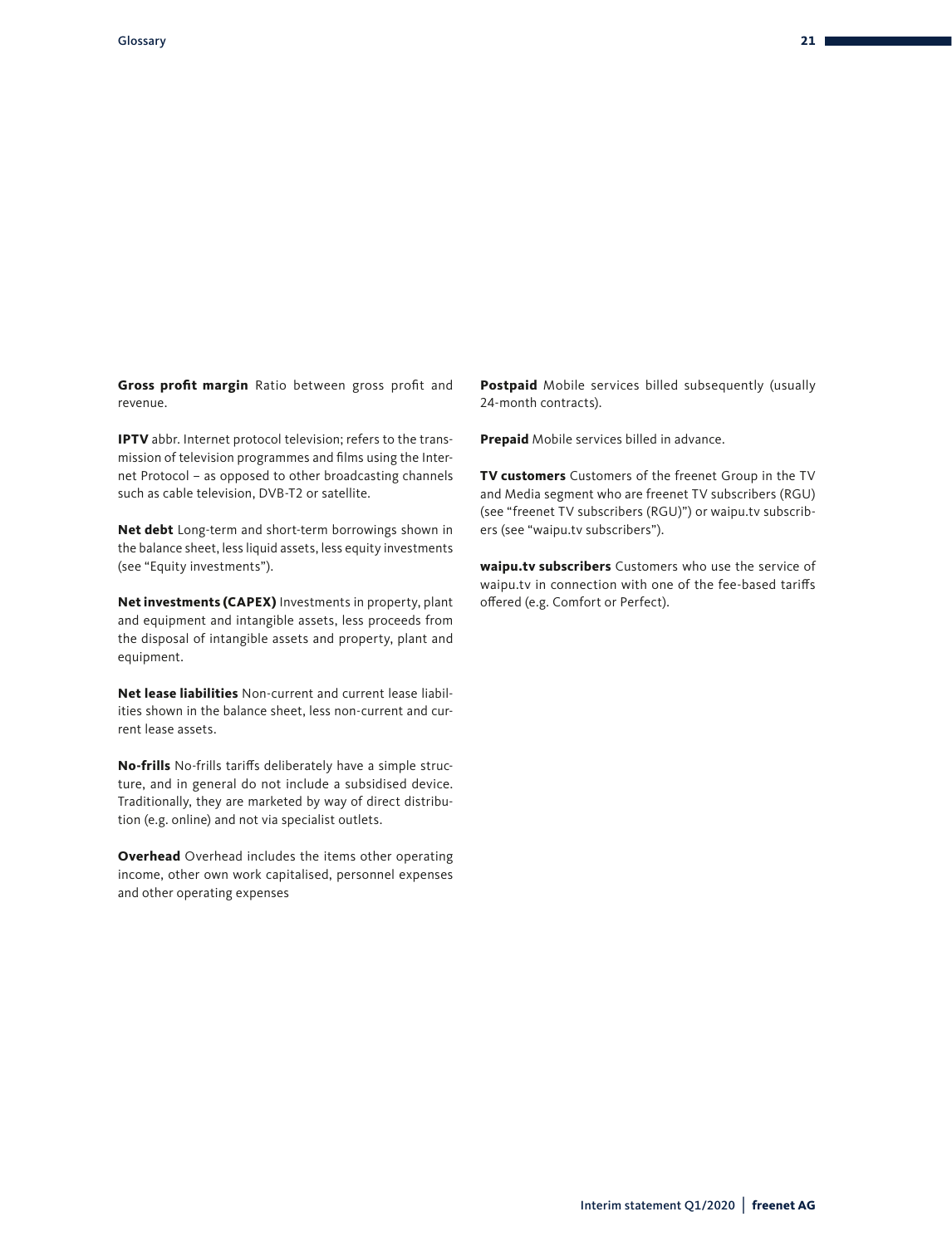**Gross profit margin** Ratio between gross profit and revenue.

**IPTV** abbr. Internet protocol television; refers to the transmission of television programmes and films using the Internet Protocol – as opposed to other broadcasting channels such as cable television, DVB-T2 or satellite.

**Net debt** Long-term and short-term borrowings shown in the balance sheet, less liquid assets, less equity investments (see "Equity investments").

**Net investments (CAPEX)** Investments in property, plant and equipment and intangible assets, less proceeds from the disposal of intangible assets and property, plant and equipment.

**Net lease liabilities** Non-current and current lease liabilities shown in the balance sheet, less non-current and current lease assets.

**No-frills** No-frills tariffs deliberately have a simple structure, and in general do not include a subsidised device. Traditionally, they are marketed by way of direct distribution (e.g. online) and not via specialist outlets.

**Overhead** Overhead includes the items other operating income, other own work capitalised, personnel expenses and other operating expenses

**Postpaid** Mobile services billed subsequently (usually 24-month contracts).

**Prepaid** Mobile services billed in advance.

**TV customers** Customers of the freenet Group in the TV and Media segment who are freenet TV subscribers (RGU) (see "freenet TV subscribers (RGU)") or waipu.tv subscribers (see "waipu.tv subscribers").

**waipu.tv subscribers** Customers who use the service of waipu.tv in connection with one of the fee-based tariffs offered (e.g. Comfort or Perfect).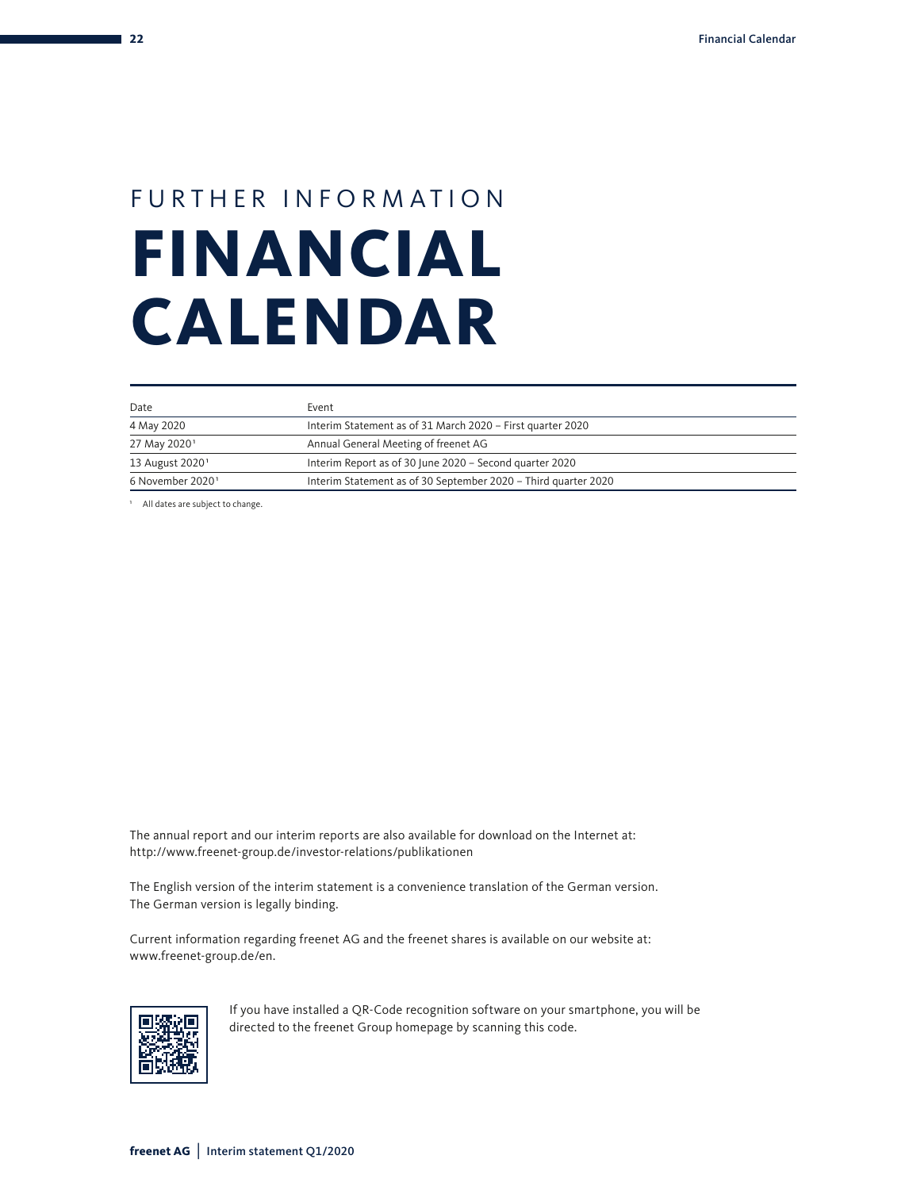FURTHER INFORMATION

# FINANCIAL CALENDAR

| Date | Event |
| --- | --- |
| 4 May 2020 | Interim Statement as of 31 March 2020 – First quarter 2020 |
| 27 May 2020[1] | Annual General Meeting of freenet AG |
| 13 August 2020[1] | Interim Report as of 30 June 2020 – Second quarter 2020 |
| 6 November 2020[1] | Interim Statement as of 30 September 2020 – Third quarter 2020 |

[1] All dates are subject to change.

The annual report and our interim reports are also available for download on the Internet at: http://www.freenet-group.de/investor-relations/publikationen

The English version of the interim statement is a convenience translation of the German version. The German version is legally binding.

Current information regarding freenet AG and the freenet shares is available on our website at: www.freenet-group.de/en.

If you have installed a QR-Code recognition software on your smartphone, you will be directed to the freenet Group homepage by scanning this code.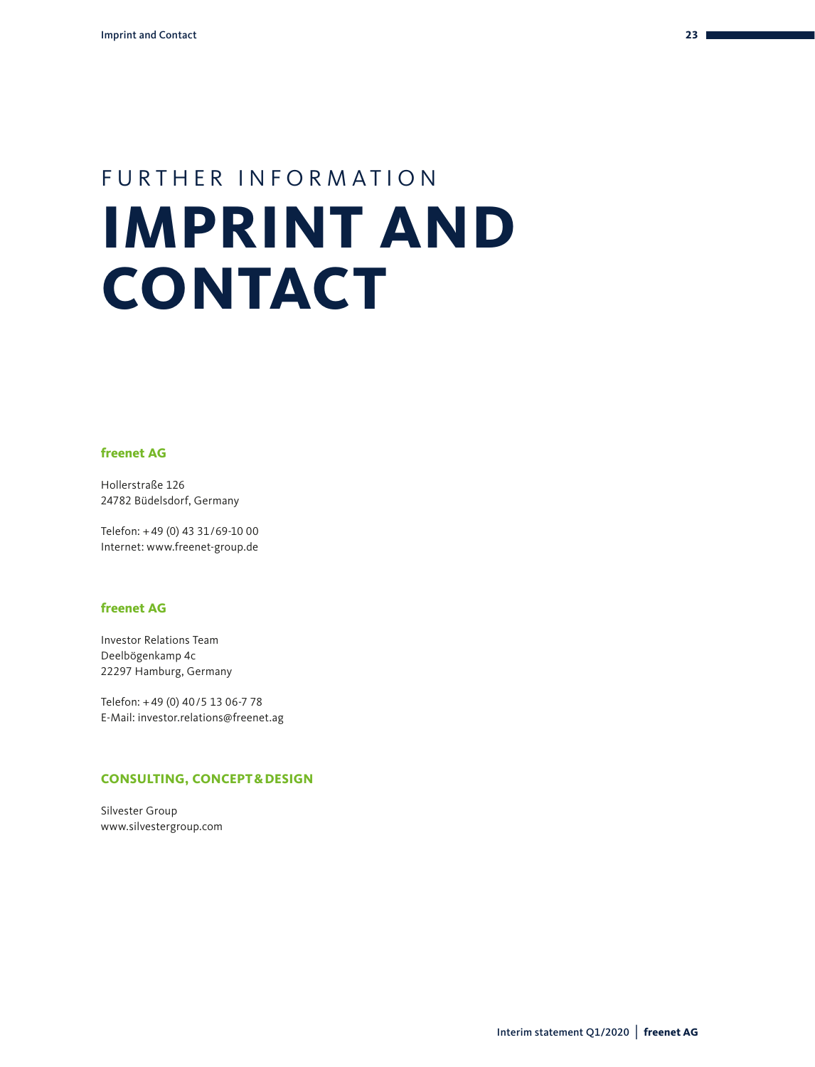FURTHER INFORMATION

# IMPRINT AND CONTACT

**freenet AG**

Hollerstraße 126
24782 Büdelsdorf, Germany

Telefon: + 49 (0) 43 31 / 69-10 00
Internet: www.freenet-group.de

**freenet AG**

Investor Relations Team
Deelbögenkamp 4c
22297 Hamburg, Germany

Telefon: + 49 (0) 40 / 5 13 06-7 78
E-Mail: investor.relations@freenet.ag

**CONSULTING, CONCEPT & DESIGN**

Silvester Group
www.silvestergroup.com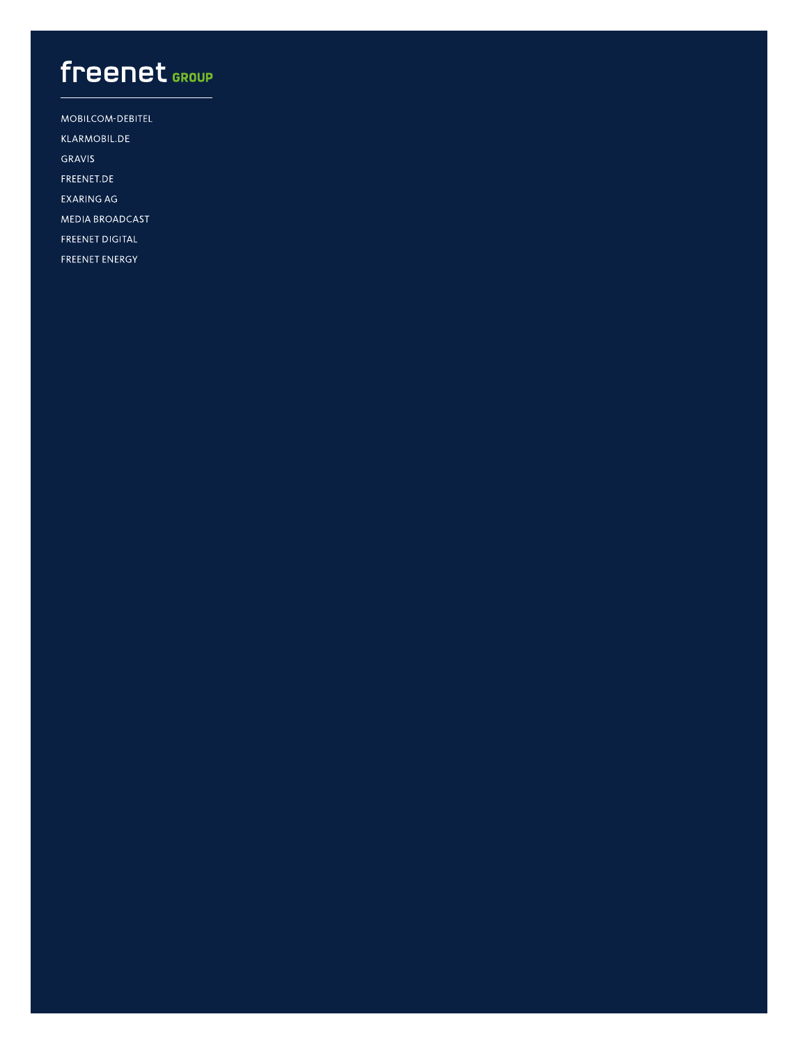freenet GROUP

MOBILCOM-DEBITEL

KLARMOBIL.DE

GRAVIS

FREENET.DE

EXARING AG

MEDIA BROADCAST

FREENET DIGITAL

FREENET ENERGY